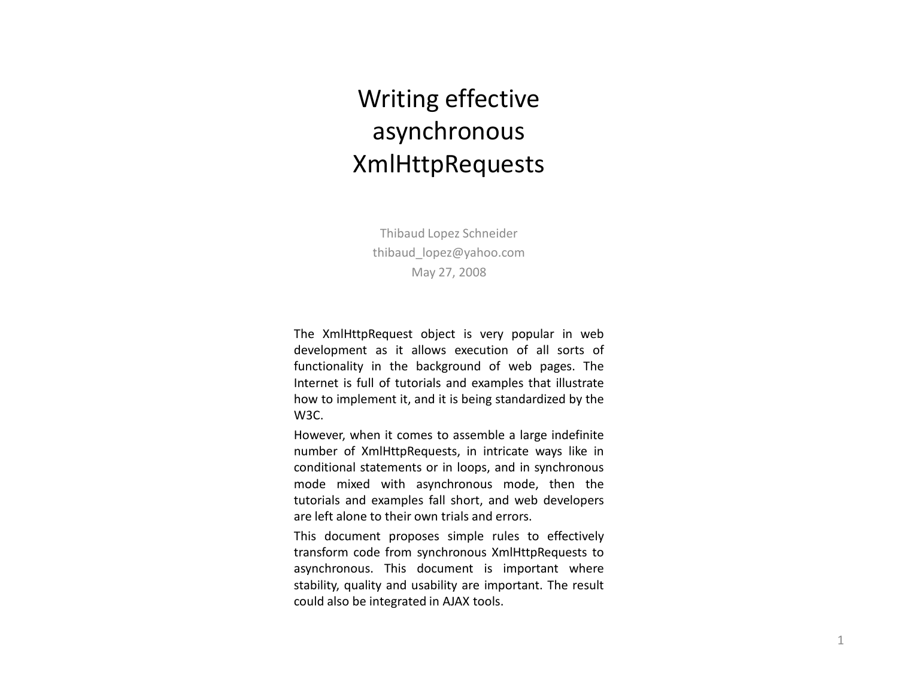# Writing effective asynchronous XmlHttpRequests

Thibaud Lopez Schneider
thibaud_lopez@yahoo.com
May 27, 2008

The XmlHttpRequest object is very popular in web development as it allows execution of all sorts of functionality in the background of web pages. The Internet is full of tutorials and examples that illustrate how to implement it, and it is being standardized by the W3C.

However, when it comes to assemble a large indefinite number of XmlHttpRequests, in intricate ways like in conditional statements or in loops, and in synchronous mode mixed with asynchronous mode, then the tutorials and examples fall short, and web developers are left alone to their own trials and errors.

This document proposes simple rules to effectively transform code from synchronous XmlHttpRequests to asynchronous. This document is important where stability, quality and usability are important. The result could also be integrated in AJAX tools.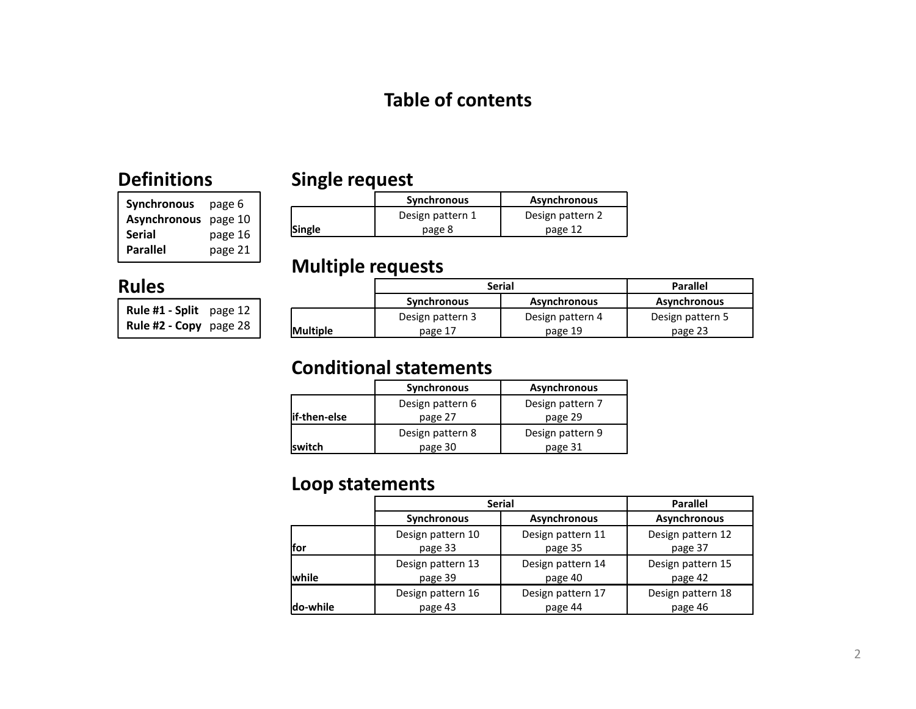# Table of contents

## Definitions

| | |
|---|---|
| **Synchronous** | page 6 |
| **Asynchronous** | page 10 |
| **Serial** | page 16 |
| **Parallel** | page 21 |

## Rules

| | |
|---|---|
| **Rule #1 - Split** | page 12 |
| **Rule #2 - Copy** | page 28 |

## Single request

| | **Synchronous** | **Asynchronous** |
|---|---|---|
| **Single** | Design pattern 1 page 8 | Design pattern 2 page 12 |

## Multiple requests

| | **Serial** | | **Parallel** |
|---|---|---|---|
| | **Synchronous** | **Asynchronous** | **Asynchronous** |
| **Multiple** | Design pattern 3 page 17 | Design pattern 4 page 19 | Design pattern 5 page 23 |

## Conditional statements

| | **Synchronous** | **Asynchronous** |
|---|---|---|
| **if-then-else** | Design pattern 6 page 27 | Design pattern 7 page 29 |
| **switch** | Design pattern 8 page 30 | Design pattern 9 page 31 |

## Loop statements

| | **Serial** | | **Parallel** |
|---|---|---|---|
| | **Synchronous** | **Asynchronous** | **Asynchronous** |
| **for** | Design pattern 10 page 33 | Design pattern 11 page 35 | Design pattern 12 page 37 |
| **while** | Design pattern 13 page 39 | Design pattern 14 page 40 | Design pattern 15 page 42 |
| **do-while** | Design pattern 16 page 43 | Design pattern 17 page 44 | Design pattern 18 page 46 |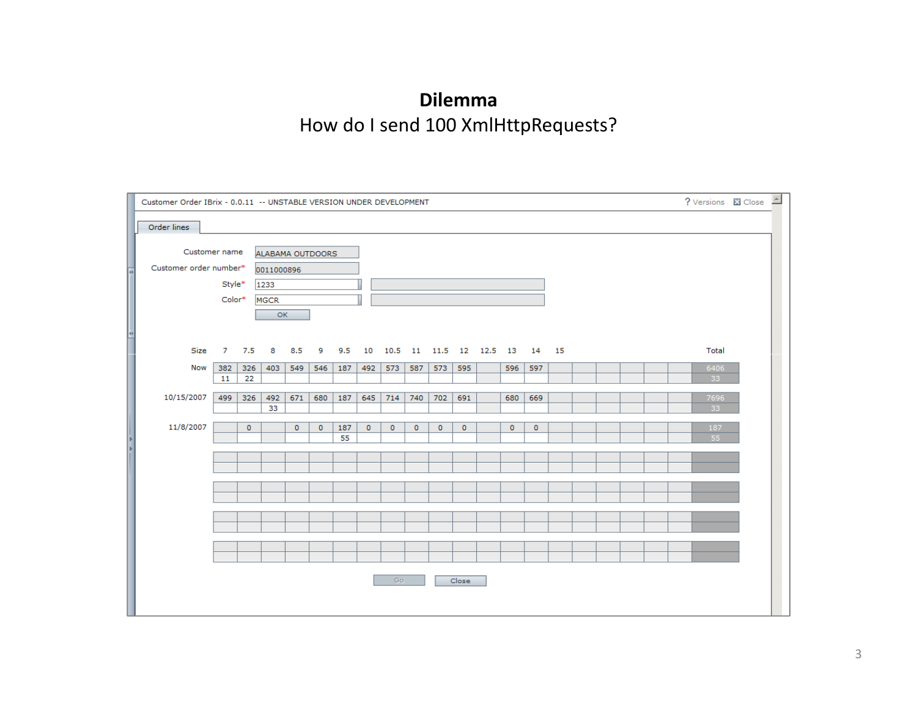# Dilemma

How do I send 100 XmlHttpRequests?

Customer Order IBrix - 0.0.11 -- UNSTABLE VERSION UNDER DEVELOPMENT

? Versions | Close

Order lines

Customer name: ALABAMA OUTDOORS

Customer order number*: 0011000896

Style*: 1233

Color*: MGCR

OK

| Size | 7 | 7.5 | 8 | 8.5 | 9 | 9.5 | 10 | 10.5 | 11 | 11.5 | 12 | 12.5 | 13 | 14 | 15 | | | | | | Total |
|---|---|---|---|---|---|---|---|---|---|---|---|---|---|---|---|---|---|---|---|---|---|
| Now | 382 | 326 | 403 | 549 | 546 | 187 | 492 | 573 | 587 | 573 | 595 | | 596 | 597 | | | | | | | 6406 |
| | 11 | 22 | | | | | | | | | | | | | | | | | | | 33 |
| 10/15/2007 | 499 | 326 | 492 | 671 | 680 | 187 | 645 | 714 | 740 | 702 | 691 | | 680 | 669 | | | | | | | 7696 |
| | | | 33 | | | | | | | | | | | | | | | | | | 33 |
| 11/8/2007 | | 0 | | 0 | 0 | 187 | 0 | 0 | 0 | 0 | 0 | | 0 | 0 | | | | | | | 187 |
| | | | | | | 55 | | | | | | | | | | | | | | | 55 |

Go | Close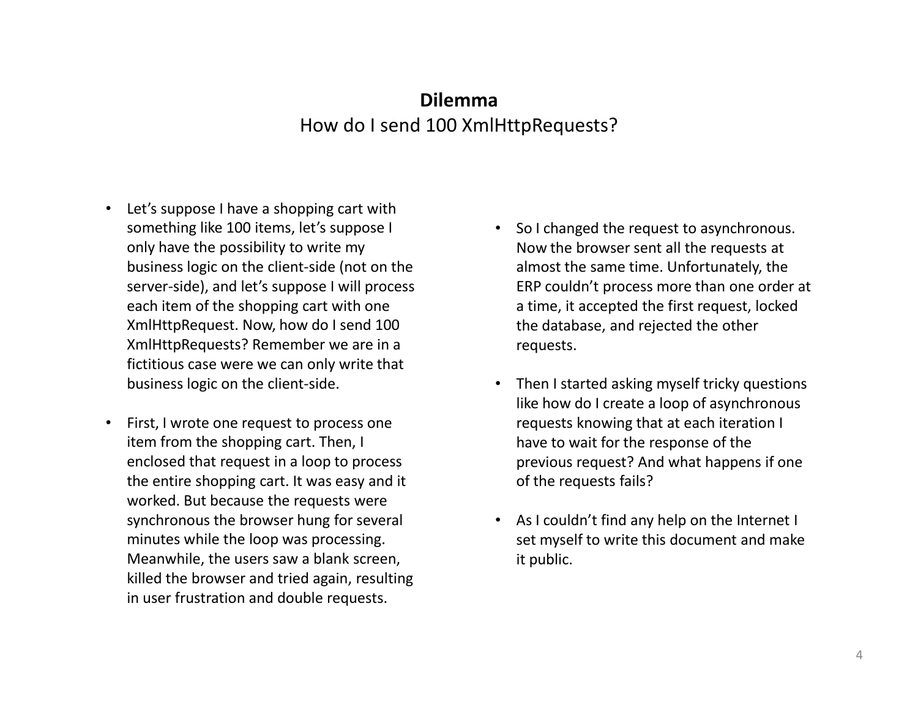## Dilemma

How do I send 100 XmlHttpRequests?

- Let's suppose I have a shopping cart with something like 100 items, let's suppose I only have the possibility to write my business logic on the client-side (not on the server-side), and let's suppose I will process each item of the shopping cart with one XmlHttpRequest. Now, how do I send 100 XmlHttpRequests? Remember we are in a fictitious case were we can only write that business logic on the client-side.

- First, I wrote one request to process one item from the shopping cart. Then, I enclosed that request in a loop to process the entire shopping cart. It was easy and it worked. But because the requests were synchronous the browser hung for several minutes while the loop was processing. Meanwhile, the users saw a blank screen, killed the browser and tried again, resulting in user frustration and double requests.

- So I changed the request to asynchronous. Now the browser sent all the requests at almost the same time. Unfortunately, the ERP couldn't process more than one order at a time, it accepted the first request, locked the database, and rejected the other requests.

- Then I started asking myself tricky questions like how do I create a loop of asynchronous requests knowing that at each iteration I have to wait for the response of the previous request? And what happens if one of the requests fails?

- As I couldn't find any help on the Internet I set myself to write this document and make it public.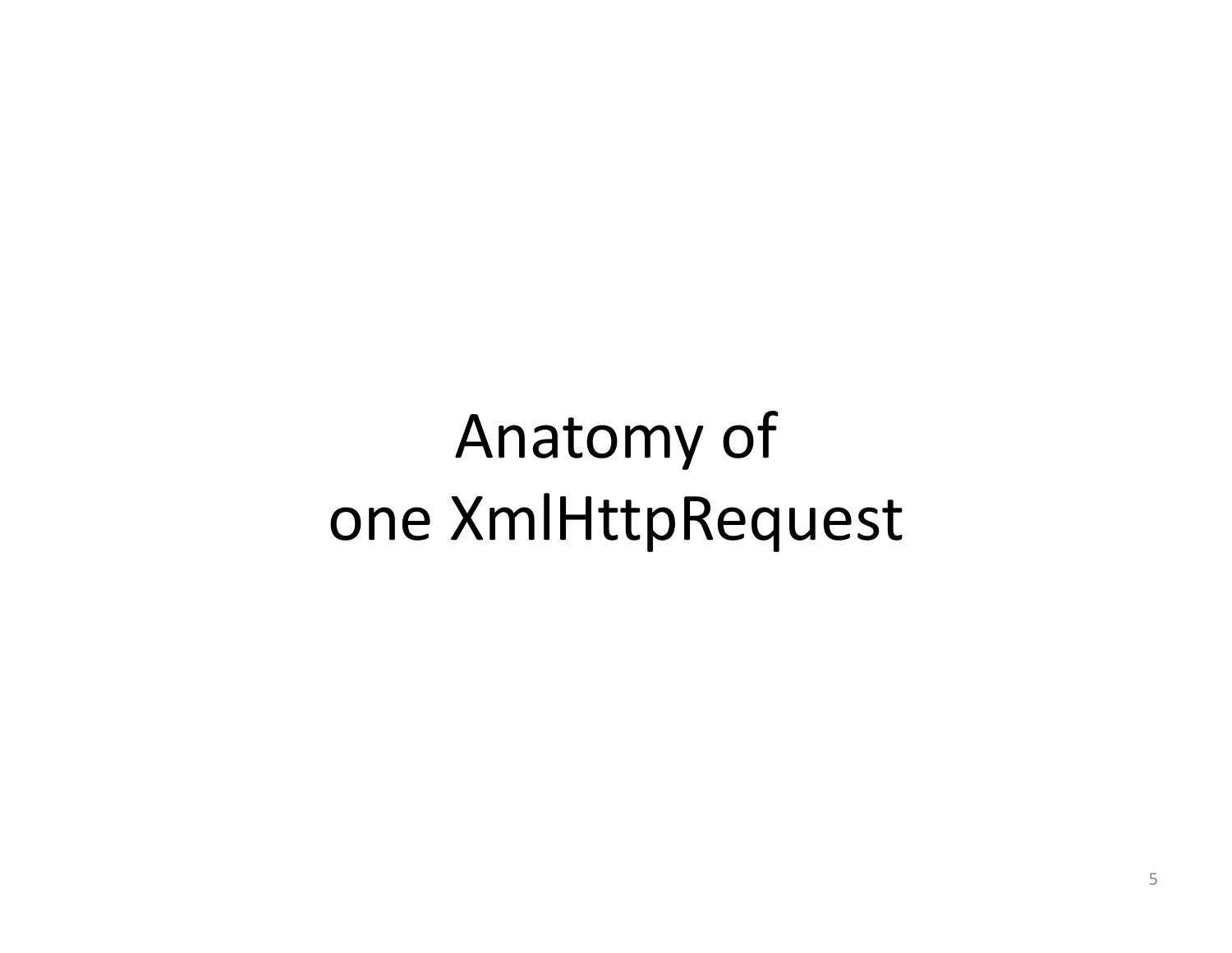# Anatomy of one XmlHttpRequest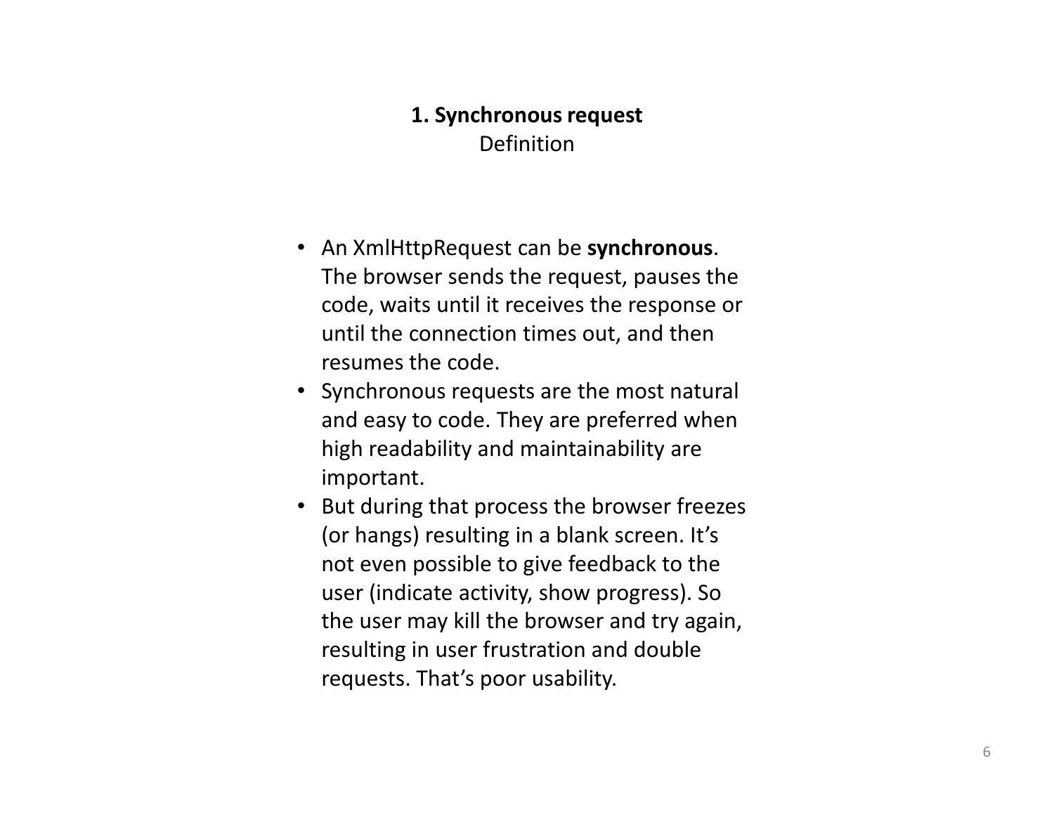## 1. Synchronous request

Definition

- An XmlHttpRequest can be **synchronous**. The browser sends the request, pauses the code, waits until it receives the response or until the connection times out, and then resumes the code.
- Synchronous requests are the most natural and easy to code. They are preferred when high readability and maintainability are important.
- But during that process the browser freezes (or hangs) resulting in a blank screen. It's not even possible to give feedback to the user (indicate activity, show progress). So the user may kill the browser and try again, resulting in user frustration and double requests. That's poor usability.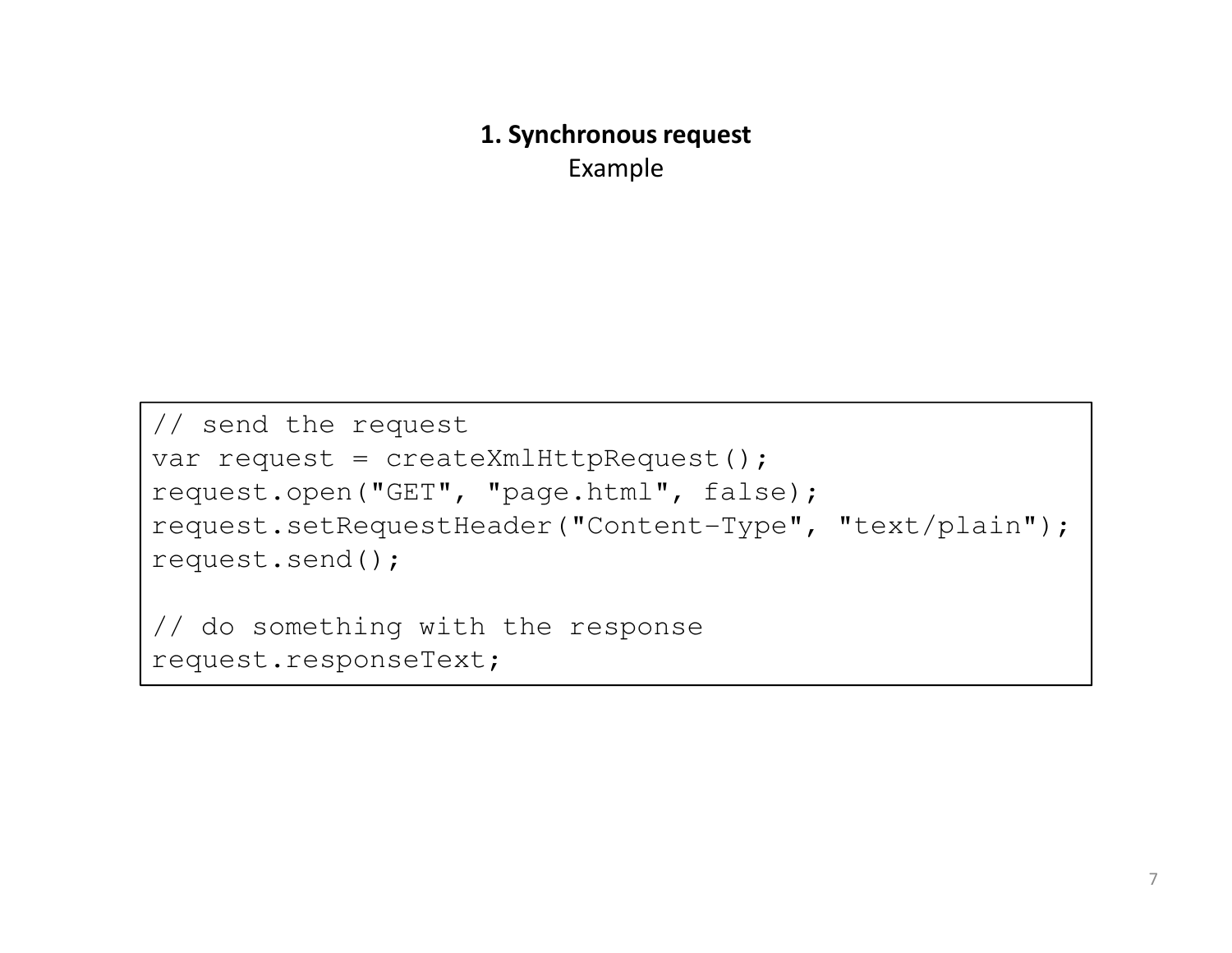## 1. Synchronous request

Example

```
// send the request
var request = createXmlHttpRequest();
request.open("GET", "page.html", false);
request.setRequestHeader("Content-Type", "text/plain");
request.send();

// do something with the response
request.responseText;
```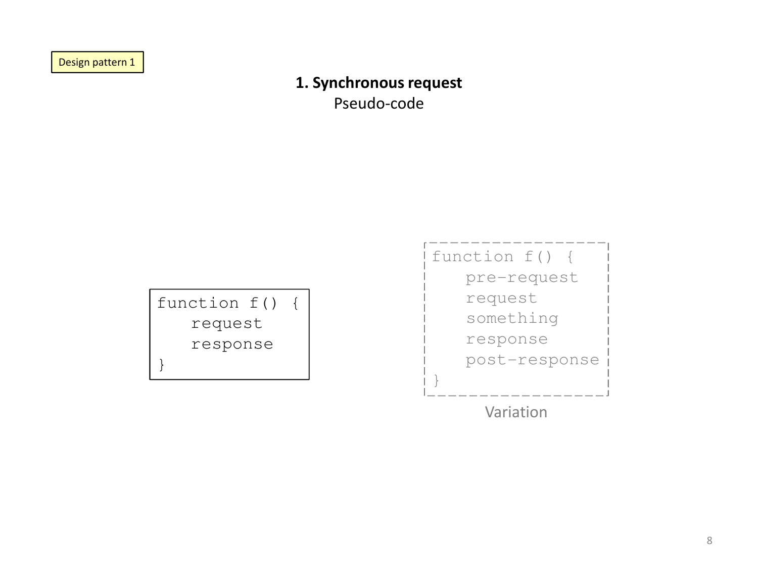Design pattern 1

# 1. Synchronous request

Pseudo-code

```
function f() {
   request
   response
}
```

```
function f() {
   pre-request
   request
   something
   response
   post-response
}
```

Variation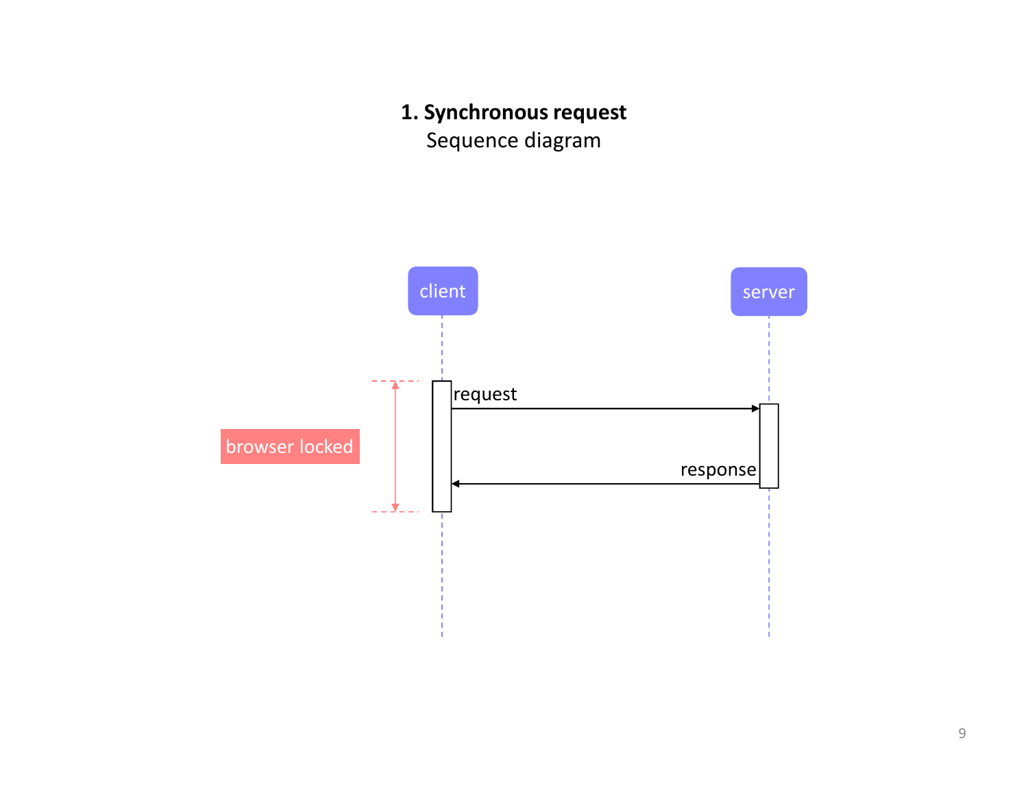**1. Synchronous request**

Sequence diagram

client

server

request

response

browser locked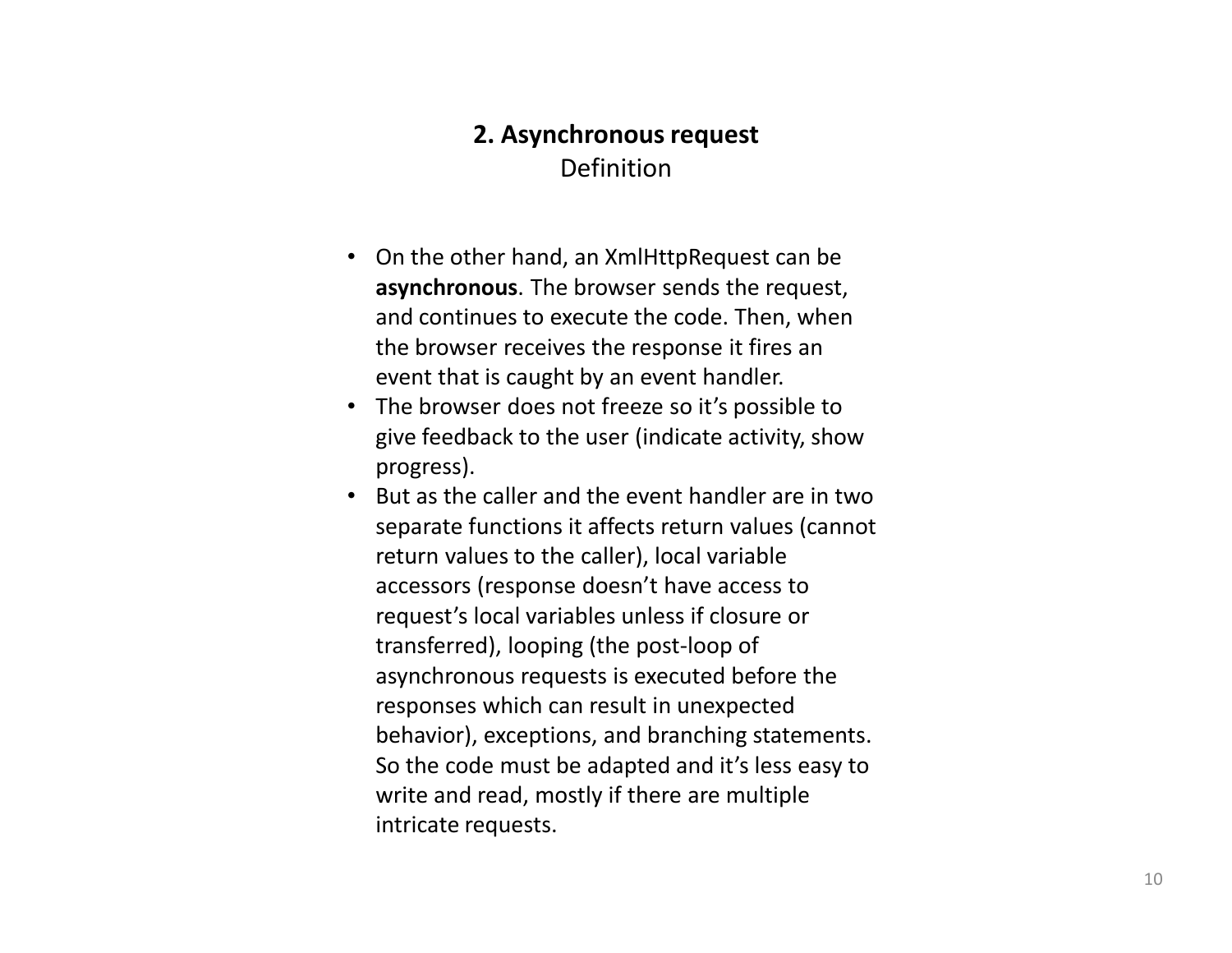## 2. Asynchronous request

Definition

- On the other hand, an XmlHttpRequest can be **asynchronous**. The browser sends the request, and continues to execute the code. Then, when the browser receives the response it fires an event that is caught by an event handler.
- The browser does not freeze so it's possible to give feedback to the user (indicate activity, show progress).
- But as the caller and the event handler are in two separate functions it affects return values (cannot return values to the caller), local variable accessors (response doesn't have access to request's local variables unless if closure or transferred), looping (the post-loop of asynchronous requests is executed before the responses which can result in unexpected behavior), exceptions, and branching statements. So the code must be adapted and it's less easy to write and read, mostly if there are multiple intricate requests.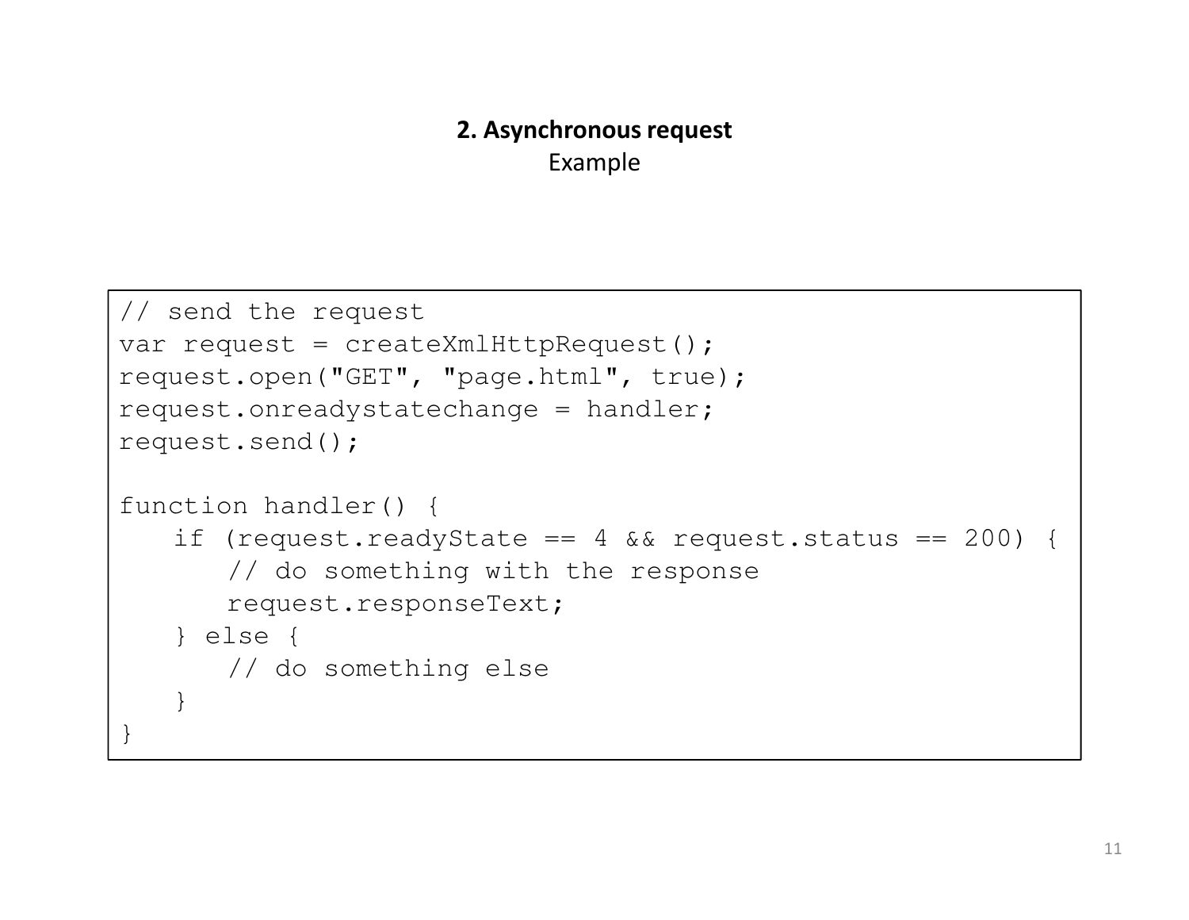## 2. Asynchronous request

Example

```
// send the request
var request = createXmlHttpRequest();
request.open("GET", "page.html", true);
request.onreadystatechange = handler;
request.send();

function handler() {
   if (request.readyState == 4 && request.status == 200) {
       // do something with the response
       request.responseText;
   } else {
       // do something else
   }
}
```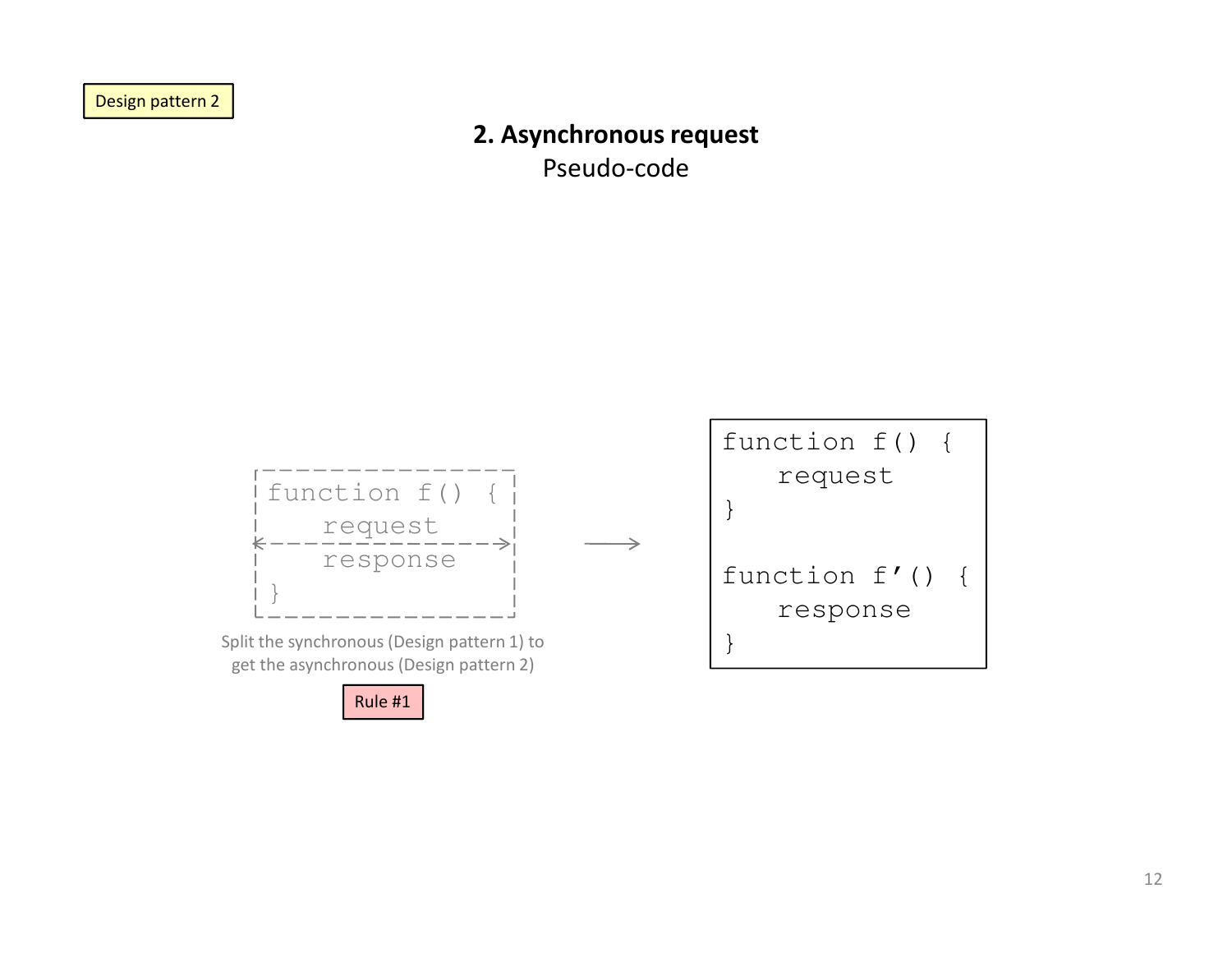Design pattern 2

## 2. Asynchronous request

Pseudo-code

```
function f() {
   request
   response
}
```

Split the synchronous (Design pattern 1) to get the asynchronous (Design pattern 2)

Rule #1

```
function f() {
   request
}

function f'() {
   response
}
```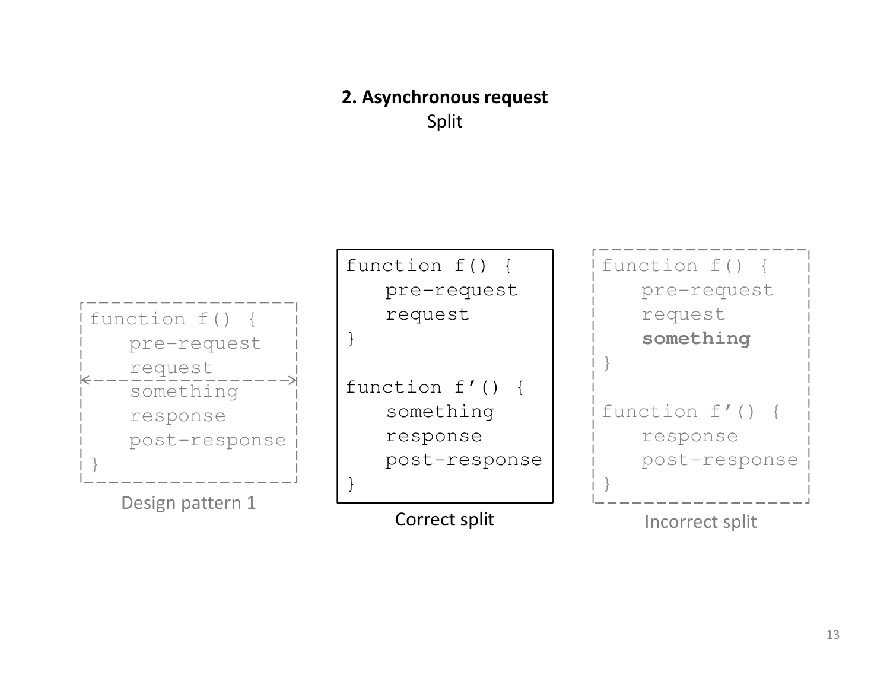**2. Asynchronous request**

Split

```
function f() {
   pre-request
   request
<---------------------->
   something
   response
   post-response
}
```

Design pattern 1

```
function f() {
   pre-request
   request
}

function f'() {
   something
   response
   post-response
}
```

Correct split

```
function f() {
   pre-request
   request
   something
}

function f'() {
   response
   post-response
}
```

Incorrect split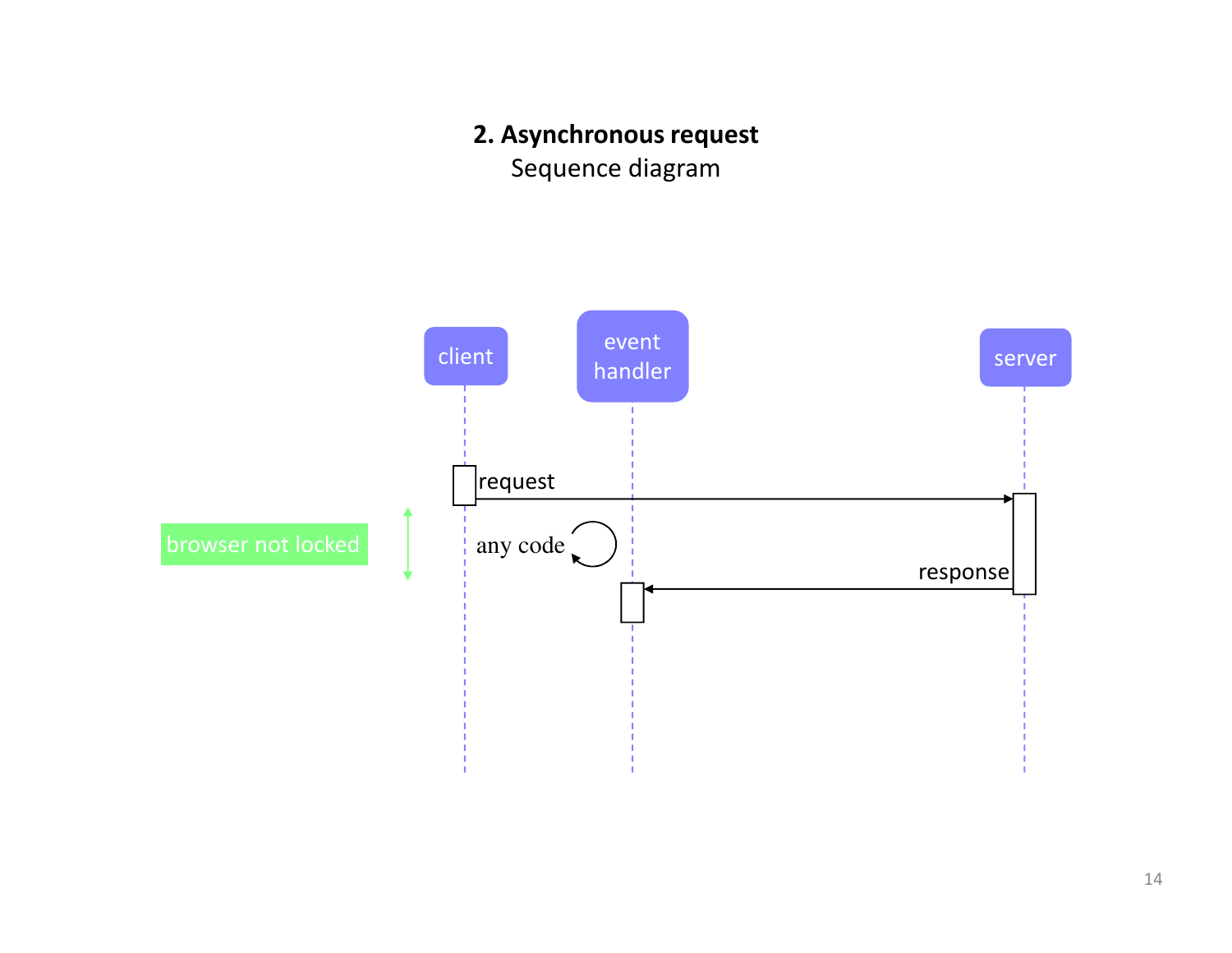**2. Asynchronous request**

Sequence diagram

client | event handler | server

request

browser not locked

any code

response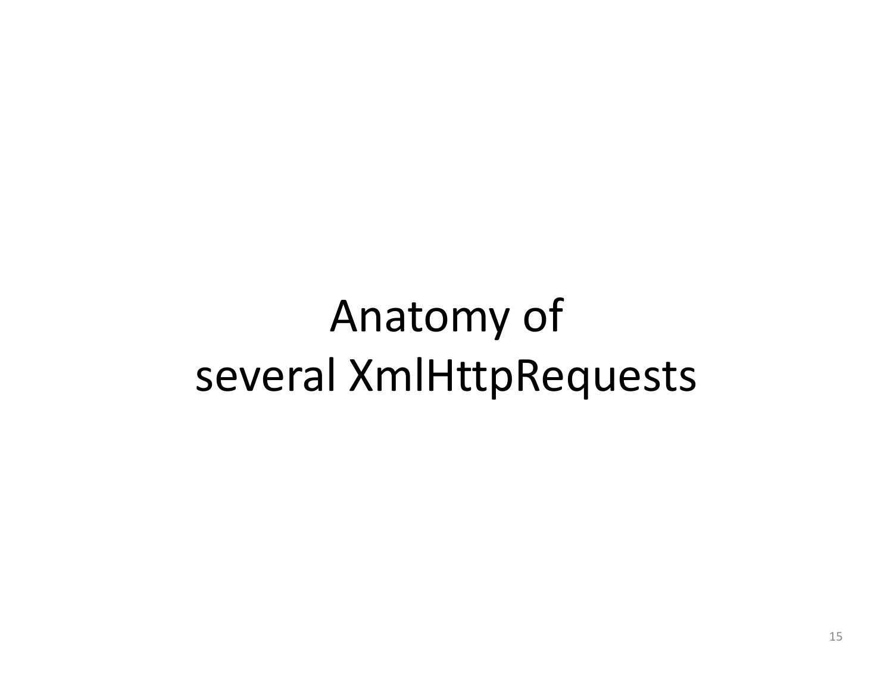# Anatomy of several XmlHttpRequests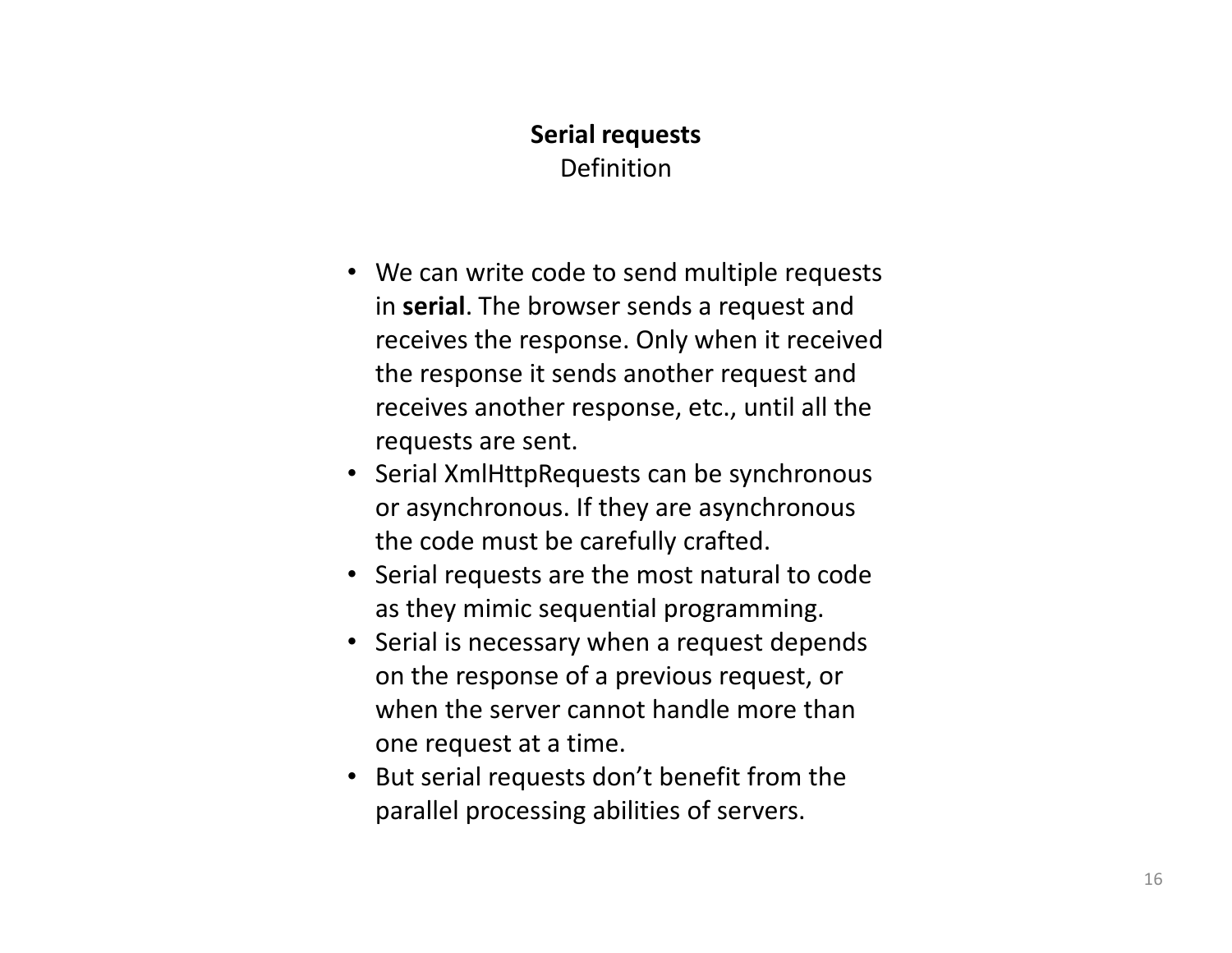## Serial requests

Definition

- We can write code to send multiple requests in **serial**. The browser sends a request and receives the response. Only when it received the response it sends another request and receives another response, etc., until all the requests are sent.
- Serial XmlHttpRequests can be synchronous or asynchronous. If they are asynchronous the code must be carefully crafted.
- Serial requests are the most natural to code as they mimic sequential programming.
- Serial is necessary when a request depends on the response of a previous request, or when the server cannot handle more than one request at a time.
- But serial requests don't benefit from the parallel processing abilities of servers.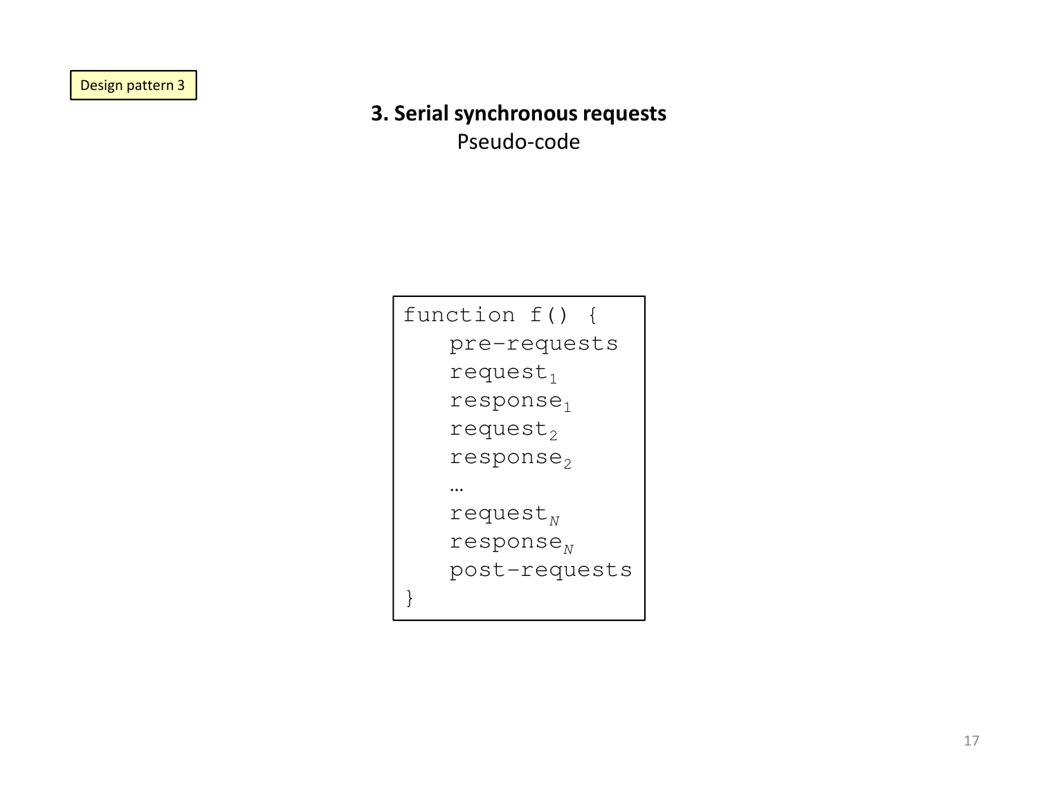Design pattern 3

## 3. Serial synchronous requests

Pseudo-code

```
function f() {
   pre-requests
   request_1
   response_1
   request_2
   response_2
   …
   request_N
   response_N
   post-requests
}
```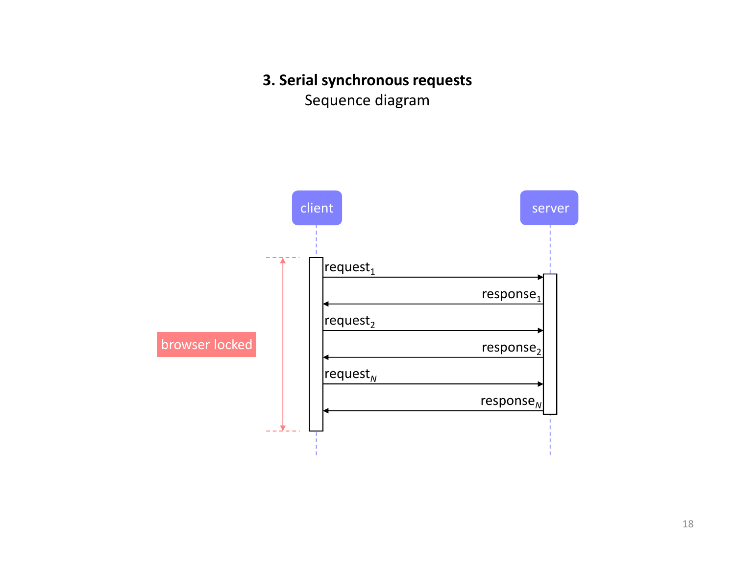**3. Serial synchronous requests**

Sequence diagram

client

server

browser locked

request$_1$

response$_1$

request$_2$

response$_2$

request$_N$

response$_N$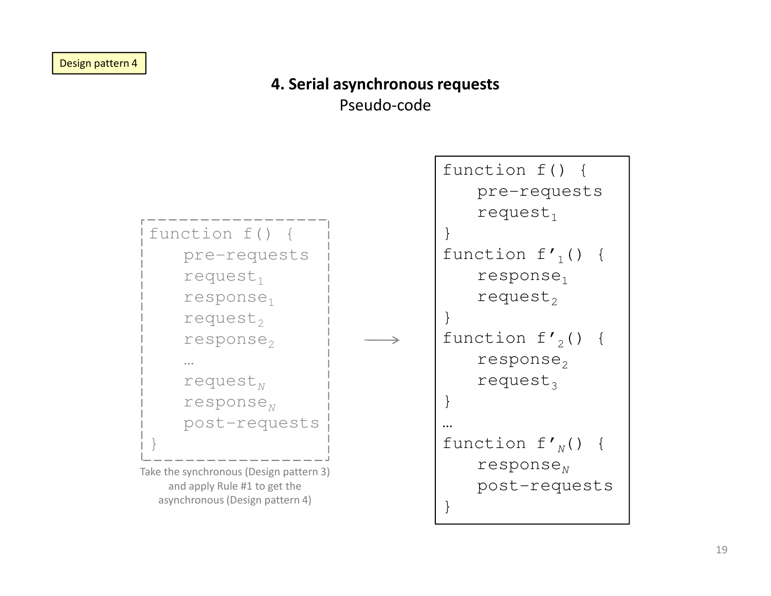Design pattern 4

# 4. Serial asynchronous requests

Pseudo-code

```
function f() {
   pre-requests
   request_1
   response_1
   request_2
   response_2
   …
   request_N
   response_N
   post-requests
}
```

Take the synchronous (Design pattern 3) and apply Rule #1 to get the asynchronous (Design pattern 4)

→

```
function f() {
   pre-requests
   request_1
}
function f'_1() {
   response_1
   request_2
}
function f'_2() {
   response_2
   request_3
}
…
function f'_N() {
   response_N
   post-requests
}
```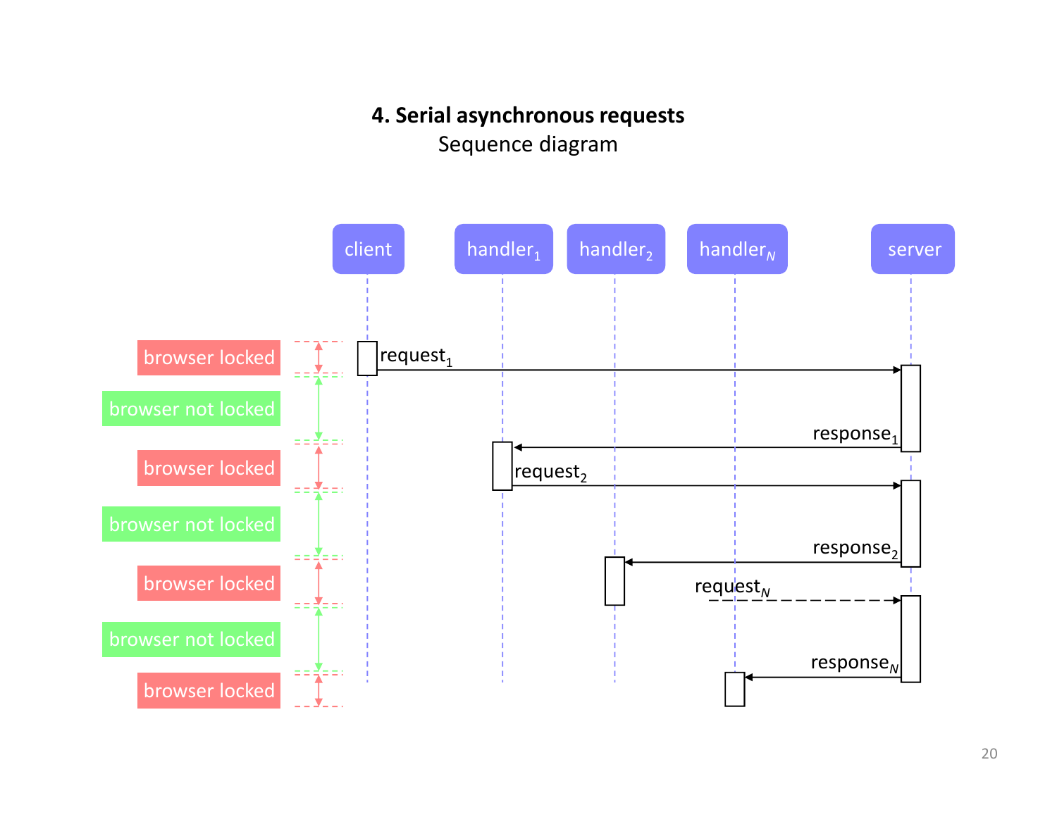# 4. Serial asynchronous requests

Sequence diagram

client | $handler_1$ | $handler_2$ | $handler_N$ | server

browser locked — $request_1$

browser not locked — $response_1$

browser locked — $request_2$

browser not locked — $response_2$

browser locked — $request_N$

browser not locked — $response_N$

browser locked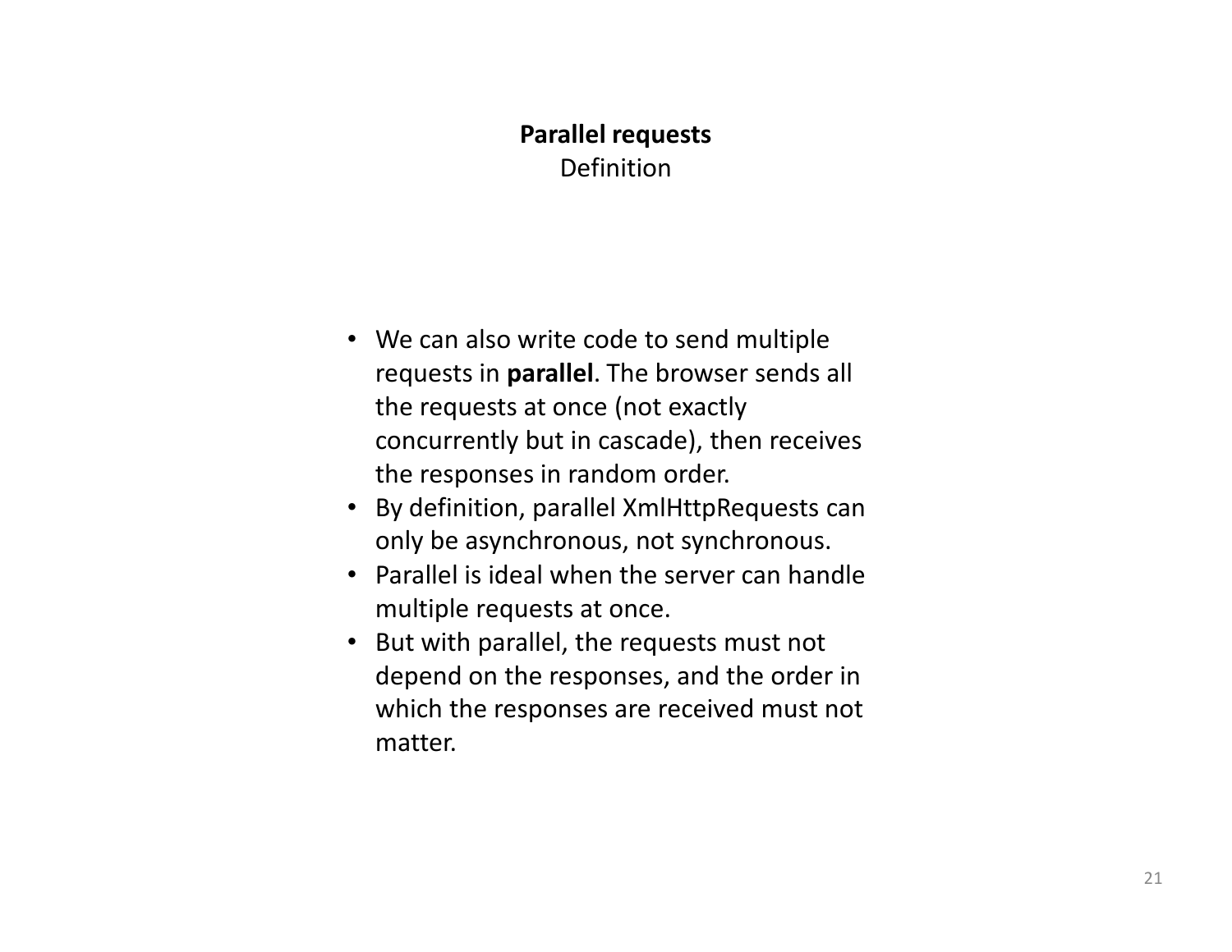## Parallel requests

Definition

- We can also write code to send multiple requests in **parallel**. The browser sends all the requests at once (not exactly concurrently but in cascade), then receives the responses in random order.
- By definition, parallel XmlHttpRequests can only be asynchronous, not synchronous.
- Parallel is ideal when the server can handle multiple requests at once.
- But with parallel, the requests must not depend on the responses, and the order in which the responses are received must not matter.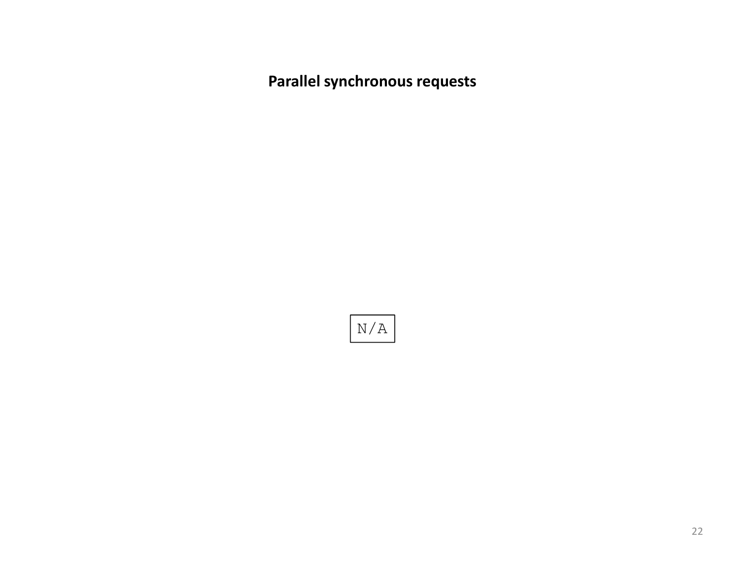**Parallel synchronous requests**

N/A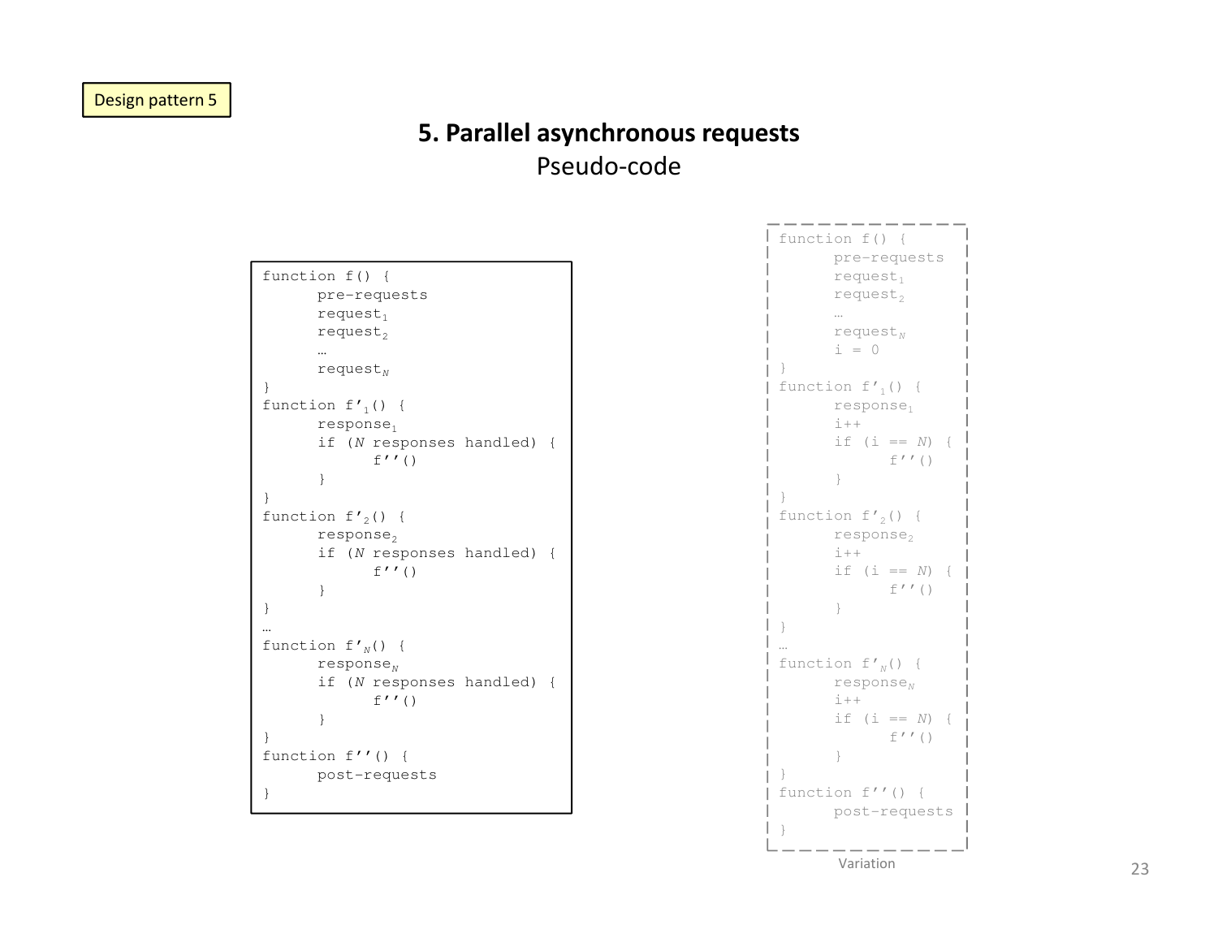Design pattern 5

# 5. Parallel asynchronous requests

## Pseudo-code

```
function f() {
      pre-requests
      request_1
      request_2
      …
      request_N
}
function f'_1() {
      response_1
      if (N responses handled) {
            f''()
      }
}
function f'_2() {
      response_2
      if (N responses handled) {
            f''()
      }
}
…
function f'_N() {
      response_N
      if (N responses handled) {
            f''()
      }
}
function f''() {
      post-requests
}
```

```
function f() {
      pre-requests
      request_1
      request_2
      …
      request_N
      i = 0
}
function f'_1() {
      response_1
      i++
      if (i == N) {
            f''()
      }
}
function f'_2() {
      response_2
      i++
      if (i == N) {
            f''()
      }
}
…
function f'_N() {
      response_N
      i++
      if (i == N) {
            f''()
      }
}
function f''() {
      post-requests
}
```

Variation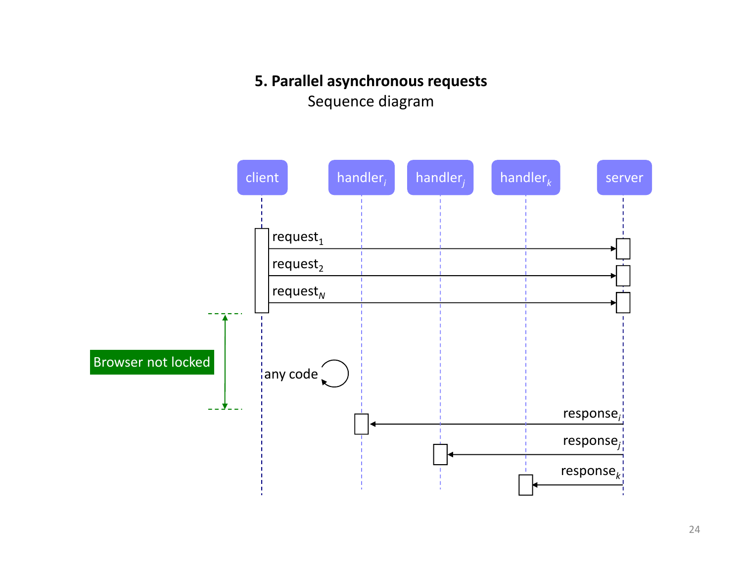# 5. Parallel asynchronous requests

Sequence diagram

client | $handler_i$ | $handler_j$ | $handler_k$ | server

$request_1$

$request_2$

$request_N$

Browser not locked

any code

$response_i$

$response_j$

$response_k$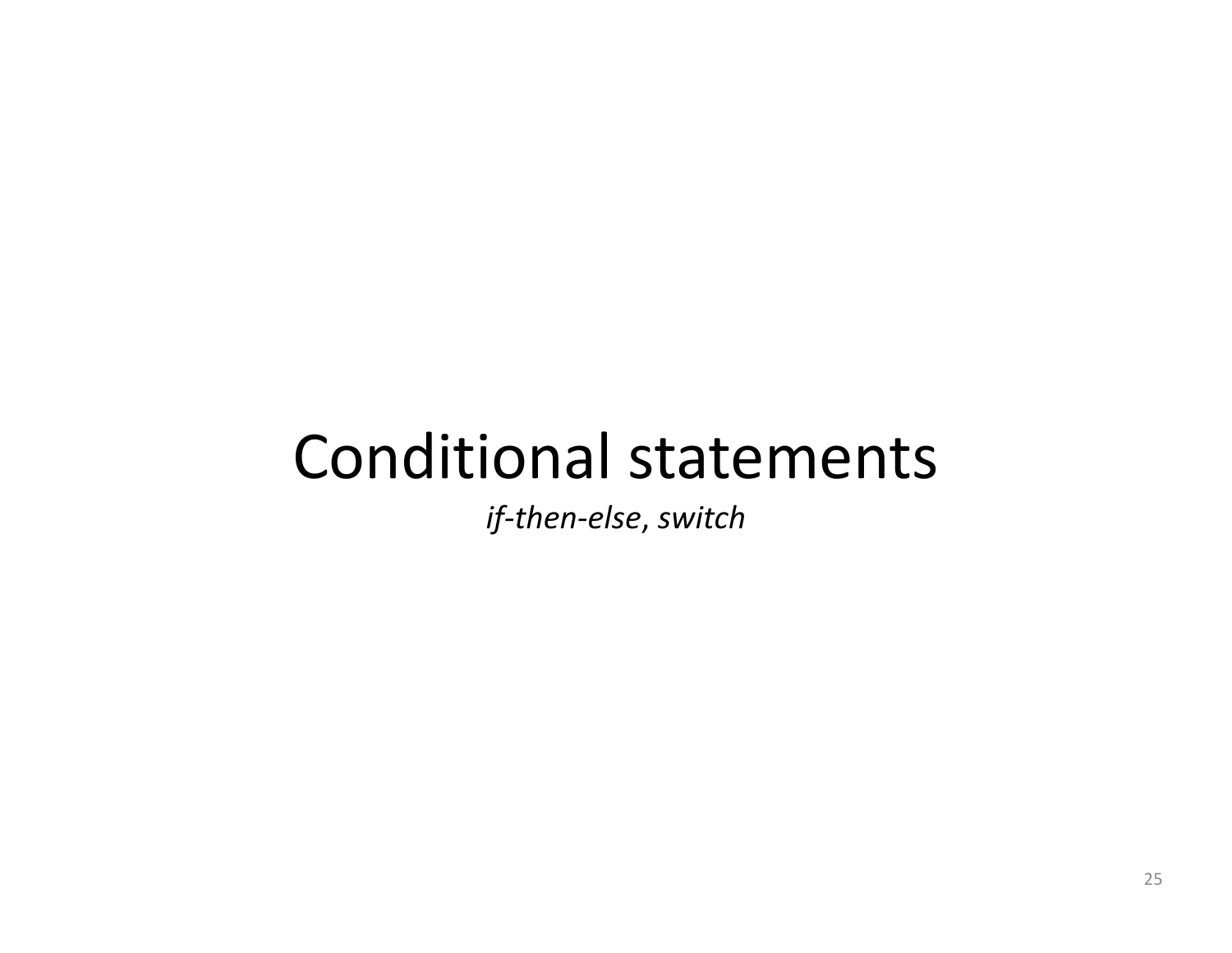# Conditional statements

*if-then-else*, *switch*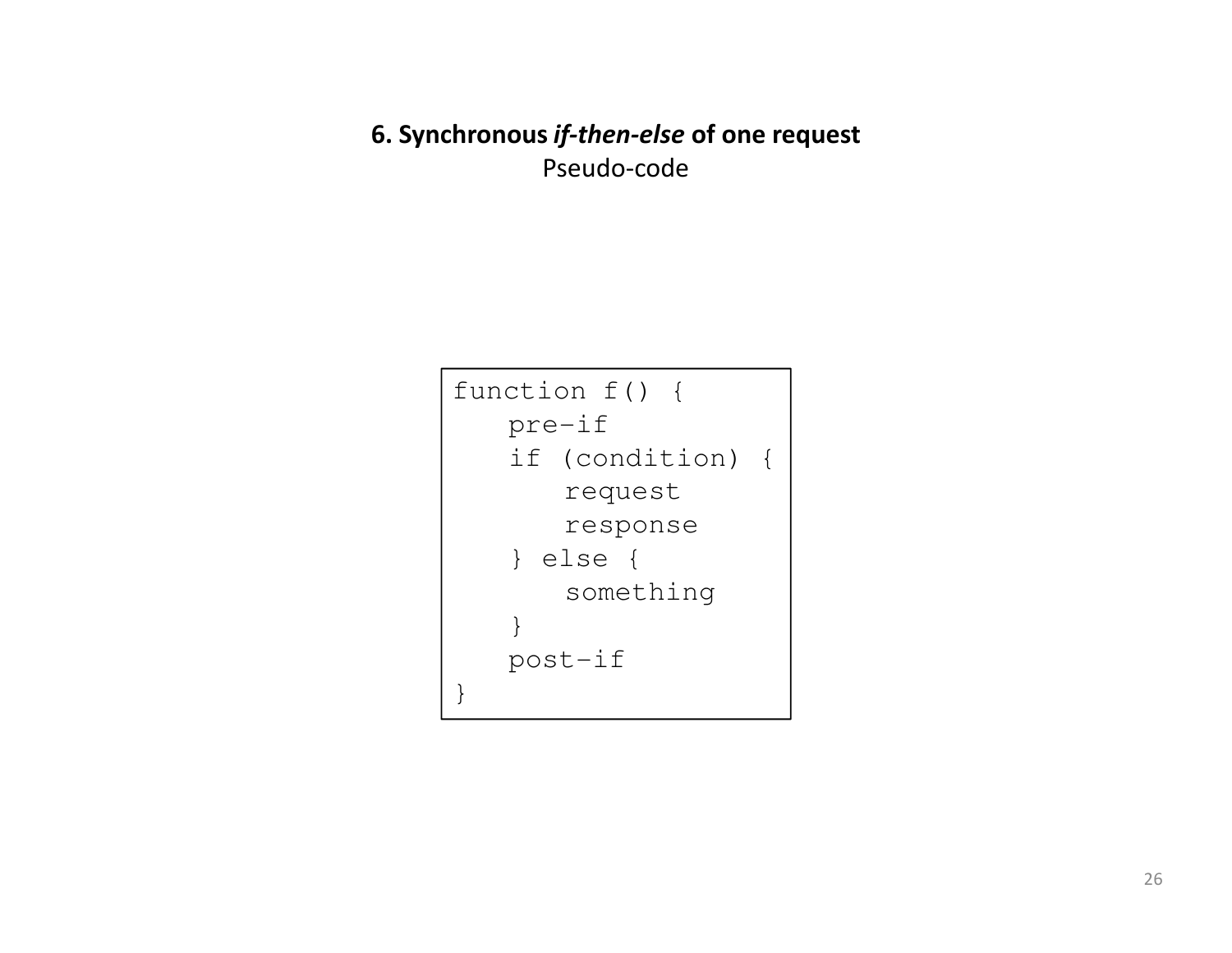### 6. Synchronous *if-then-else* of one request

Pseudo-code

```
function f() {
   pre-if
   if (condition) {
      request
      response
   } else {
      something
   }
   post-if
}
```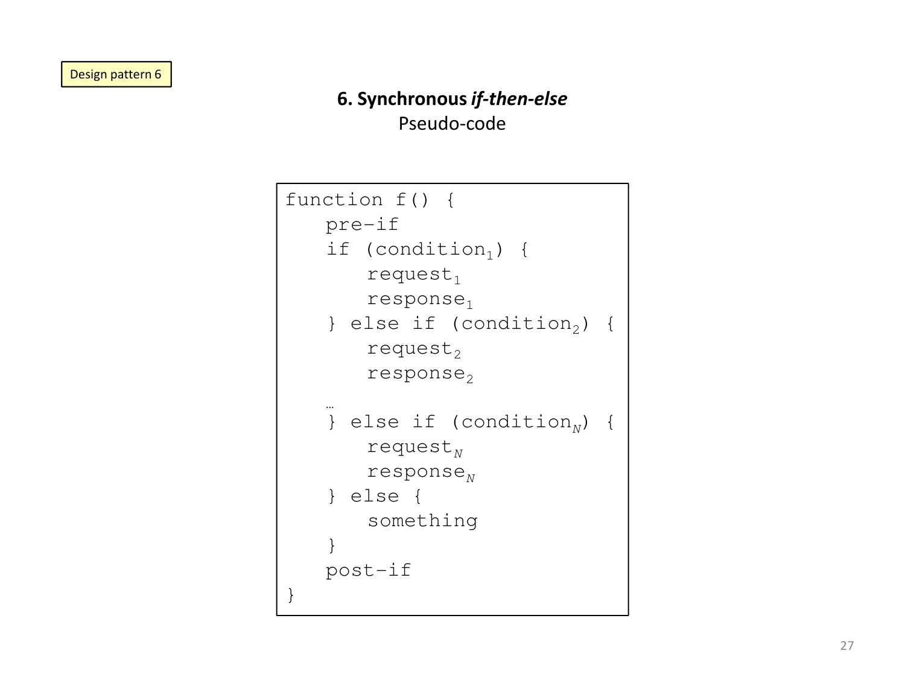Design pattern 6

# 6. Synchronous *if-then-else*

Pseudo-code

```
function f() {
   pre-if
   if (condition1) {
      request1
      response1
   } else if (condition2) {
      request2
      response2
   …
   } else if (conditionN) {
      requestN
      responseN
   } else {
      something
   }
   post-if
}
```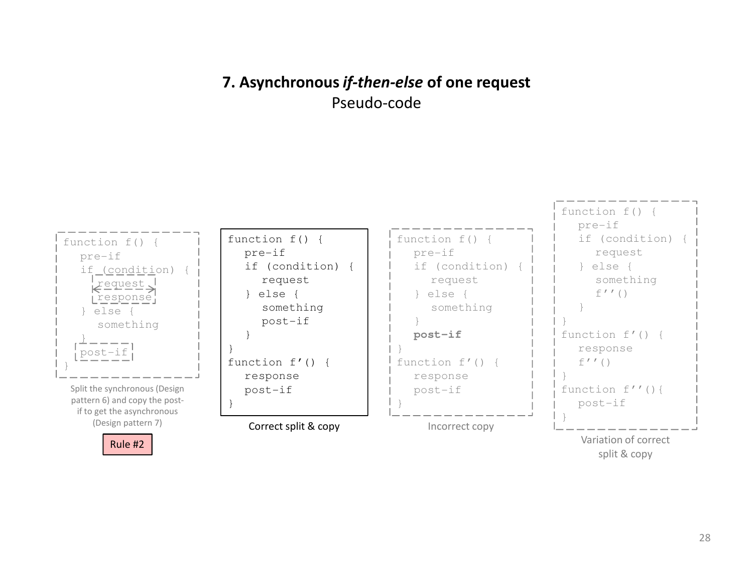# 7. Asynchronous *if-then-else* of one request

Pseudo-code

```
function f() {
  pre-if
  if (condition) {
    request
    response
  } else {
    something
  }
  post-if
}
```

Split the synchronous (Design pattern 6) and copy the post-if to get the asynchronous (Design pattern 7)

Rule #2

```
function f() {
  pre-if
  if (condition) {
    request
  } else {
    something
    post-if
  }
}
function f'() {
  response
  post-if
}
```

Correct split & copy

```
function f() {
  pre-if
  if (condition) {
    request
  } else {
    something
  }
  post-if
}
function f'() {
  response
  post-if
}
```

Incorrect copy

```
function f() {
  pre-if
  if (condition) {
    request
  } else {
    something
    f''()
  }
}
function f'() {
  response
  f''()
}
function f''(){
  post-if
}
```

Variation of correct split & copy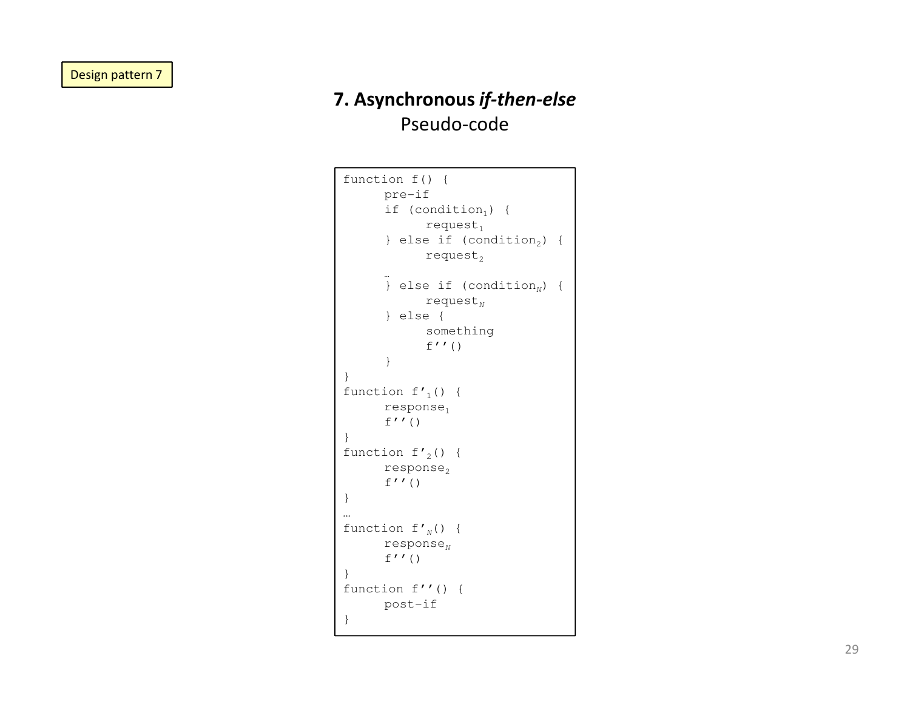Design pattern 7

# 7. Asynchronous *if-then-else*

## Pseudo-code

```
function f() {
      pre-if
      if (condition_1) {
            request_1
      } else if (condition_2) {
            request_2
      …
      } else if (condition_N) {
            request_N
      } else {
            something
            f''()
      }
}
function f'_1() {
      response_1
      f''()
}
function f'_2() {
      response_2
      f''()
}
…
function f'_N() {
      response_N
      f''()
}
function f''() {
      post-if
}
```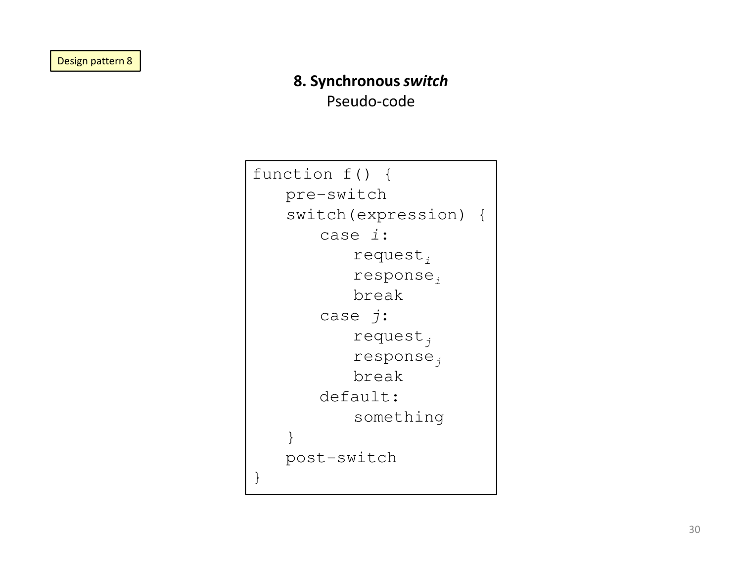Design pattern 8

## 8. Synchronous *switch*

Pseudo-code

```
function f() {
   pre-switch
   switch(expression) {
      case i:
         request_i
         response_i
         break
      case j:
         request_j
         response_j
         break
      default:
         something
   }
   post-switch
}
```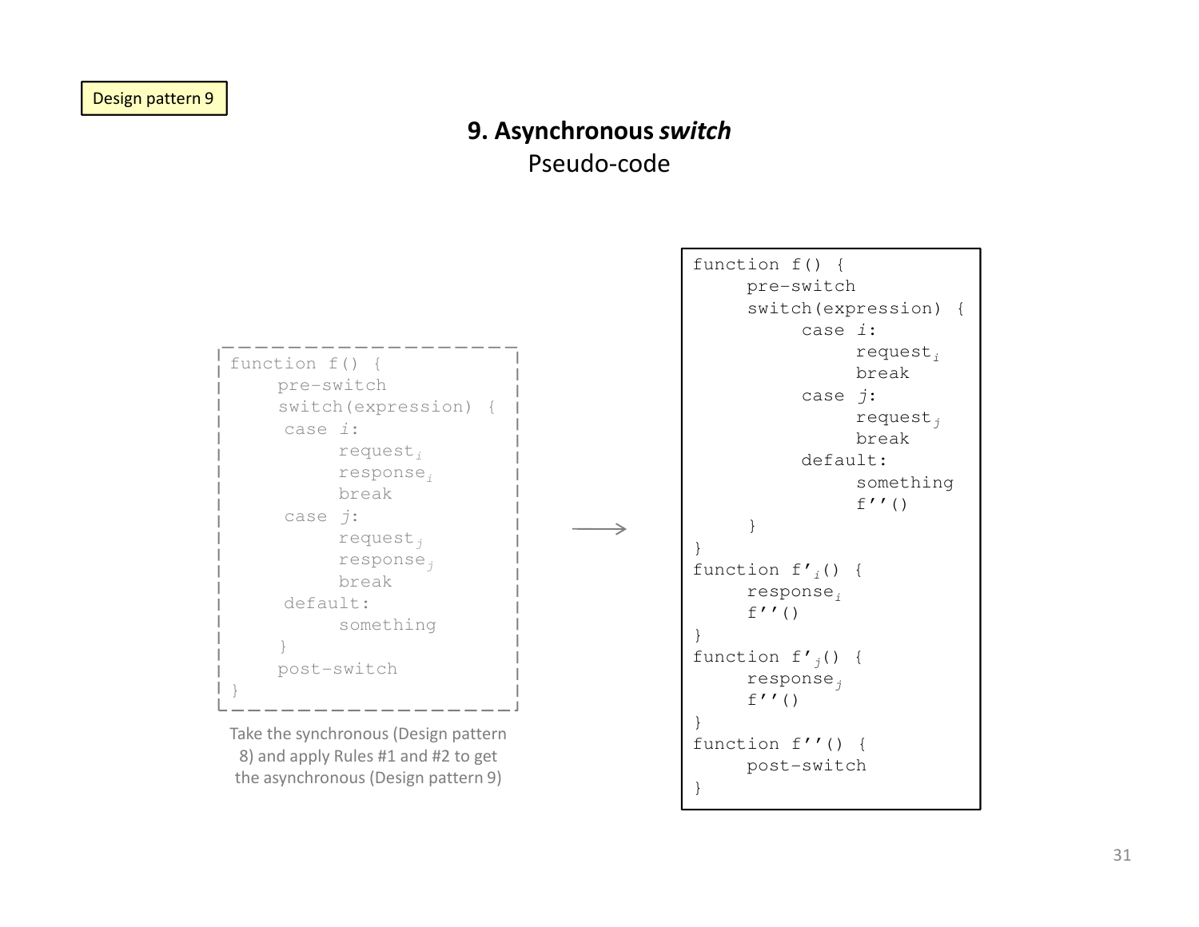Design pattern 9

# 9. Asynchronous *switch*

Pseudo-code

```
function f() {
     pre-switch
     switch(expression) {
      case i:
           request_i
           response_i
           break
      case j:
           request_j
           response_j
           break
      default:
           something
     }
     post-switch
}
```

Take the synchronous (Design pattern 8) and apply Rules #1 and #2 to get the asynchronous (Design pattern 9)

→

```
function f() {
     pre-switch
     switch(expression) {
          case i:
               request_i
               break
          case j:
               request_j
               break
          default:
               something
               f''()
     }
}
function f'_i() {
     response_i
     f''()
}
function f'_j() {
     response_j
     f''()
}
function f''() {
     post-switch
}
```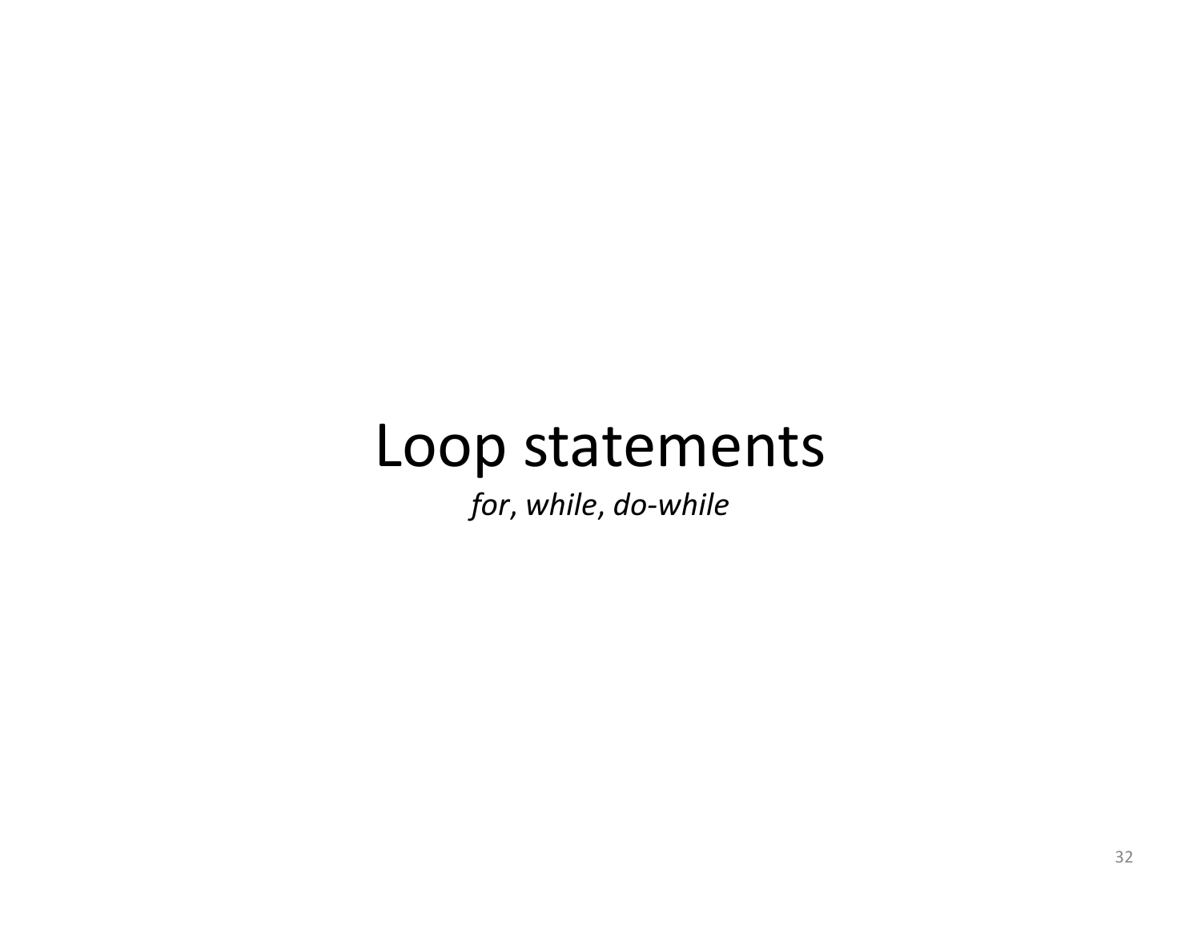# Loop statements

*for*, *while*, *do-while*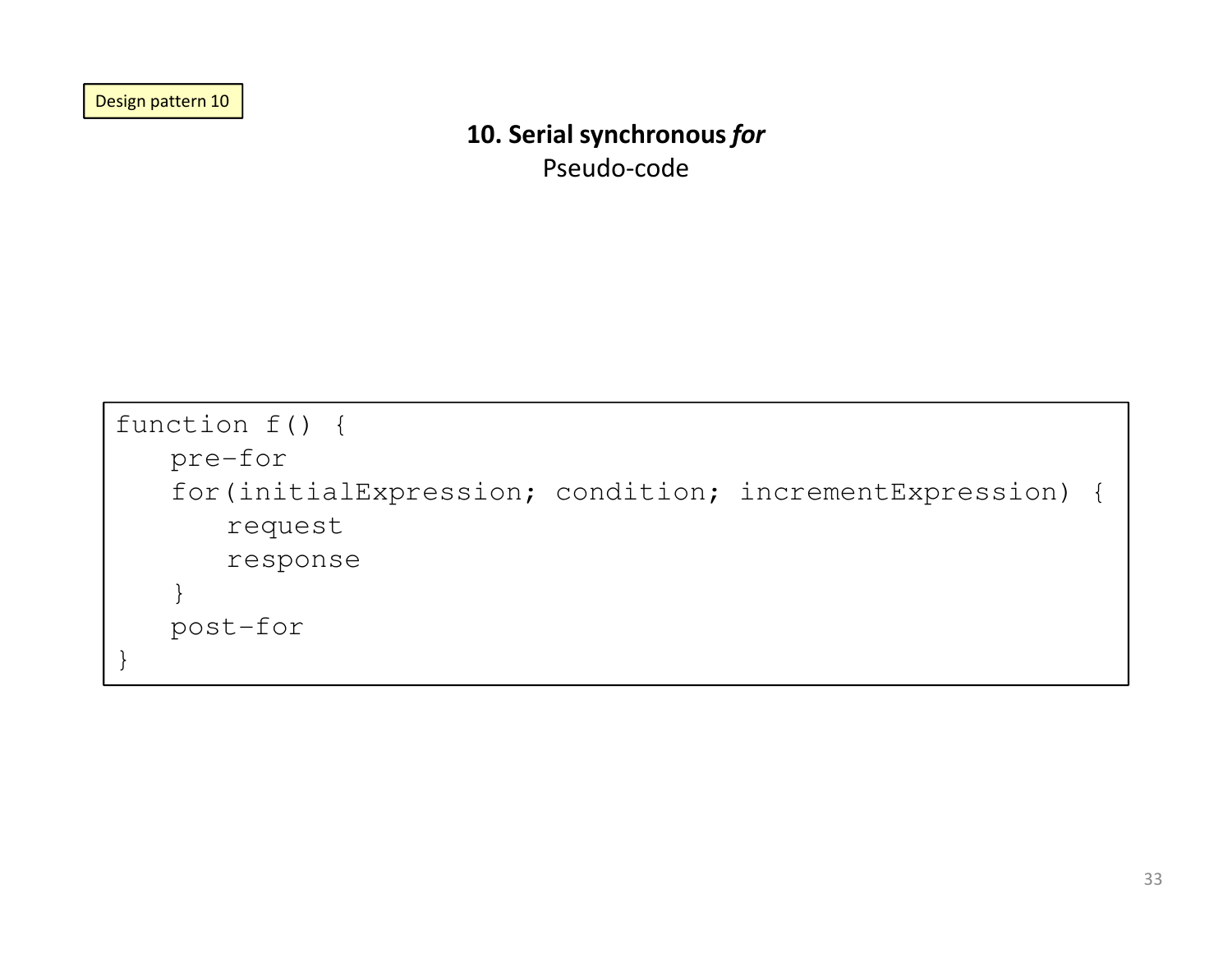Design pattern 10

## 10. Serial synchronous *for*

Pseudo-code

```
function f() {
   pre-for
   for(initialExpression; condition; incrementExpression) {
      request
      response
   }
   post-for
}
```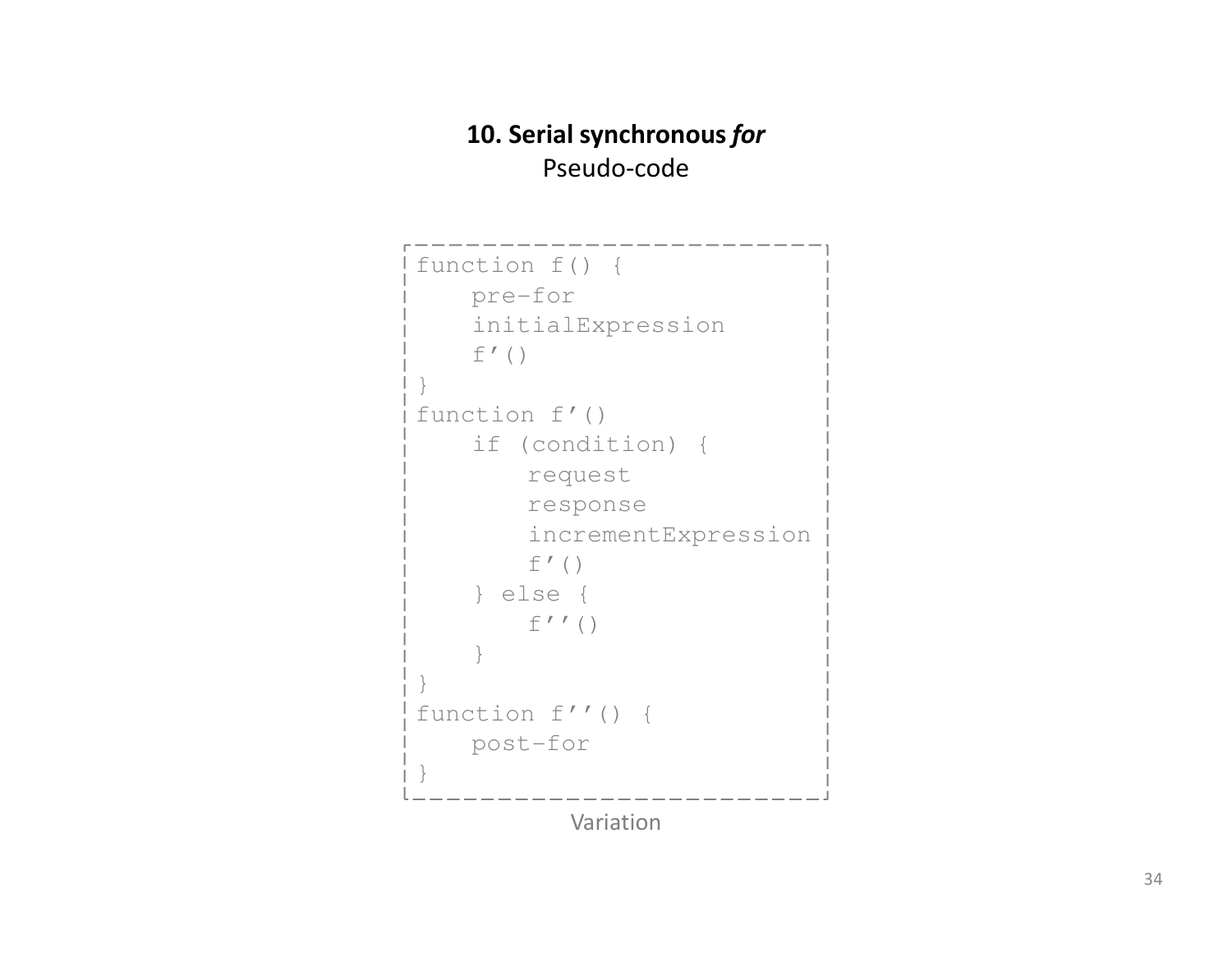## 10. Serial synchronous *for*

Pseudo-code

```
function f() {
    pre-for
    initialExpression
    f’()
}
function f’()
    if (condition) {
        request
        response
        incrementExpression
        f’()
    } else {
        f’’()
    }
}
function f’’() {
    post-for
}
```

Variation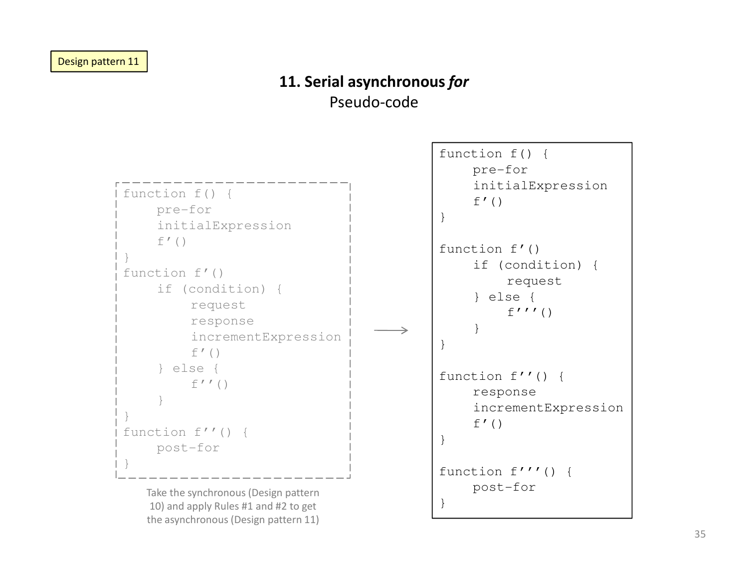Design pattern 11

## 11. Serial asynchronous *for*

Pseudo-code

```
function f() {
    pre-for
    initialExpression
    f'()
}
function f'()
    if (condition) {
        request
        response
        incrementExpression
        f'()
    } else {
        f''()
    }
}
function f''() {
    post-for
}
```

Take the synchronous (Design pattern 10) and apply Rules #1 and #2 to get the asynchronous (Design pattern 11)

→

```
function f() {
    pre-for
    initialExpression
    f'()
}

function f'()
    if (condition) {
        request
    } else {
        f'''()
    }
}

function f''() {
    response
    incrementExpression
    f'()
}

function f'''() {
    post-for
}
```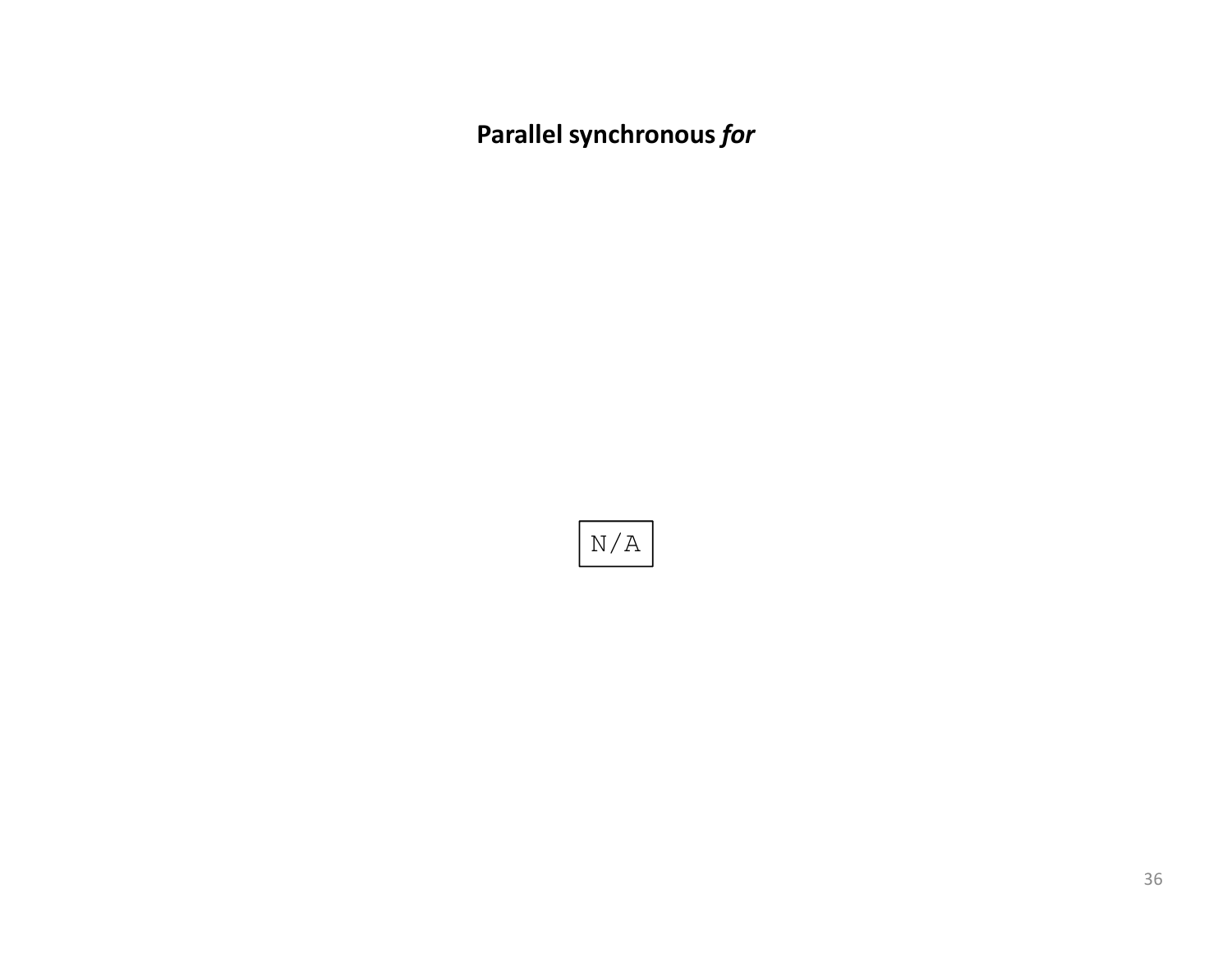**Parallel synchronous *for***

```
N/A
```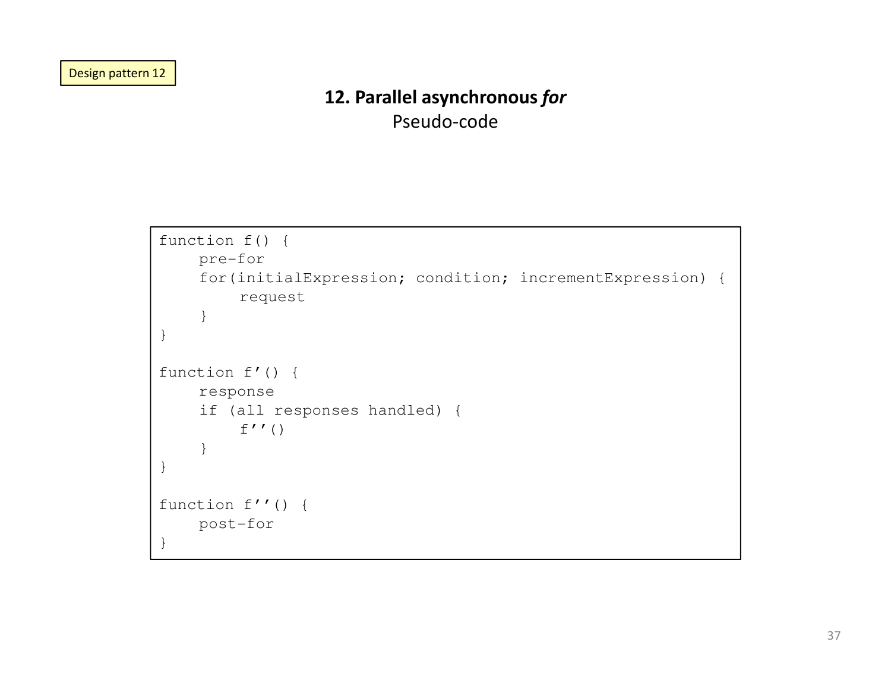Design pattern 12

## 12. Parallel asynchronous *for*

Pseudo-code

```
function f() {
    pre-for
    for(initialExpression; condition; incrementExpression) {
        request
    }
}

function f'() {
    response
    if (all responses handled) {
        f''()
    }
}

function f''() {
    post-for
}
```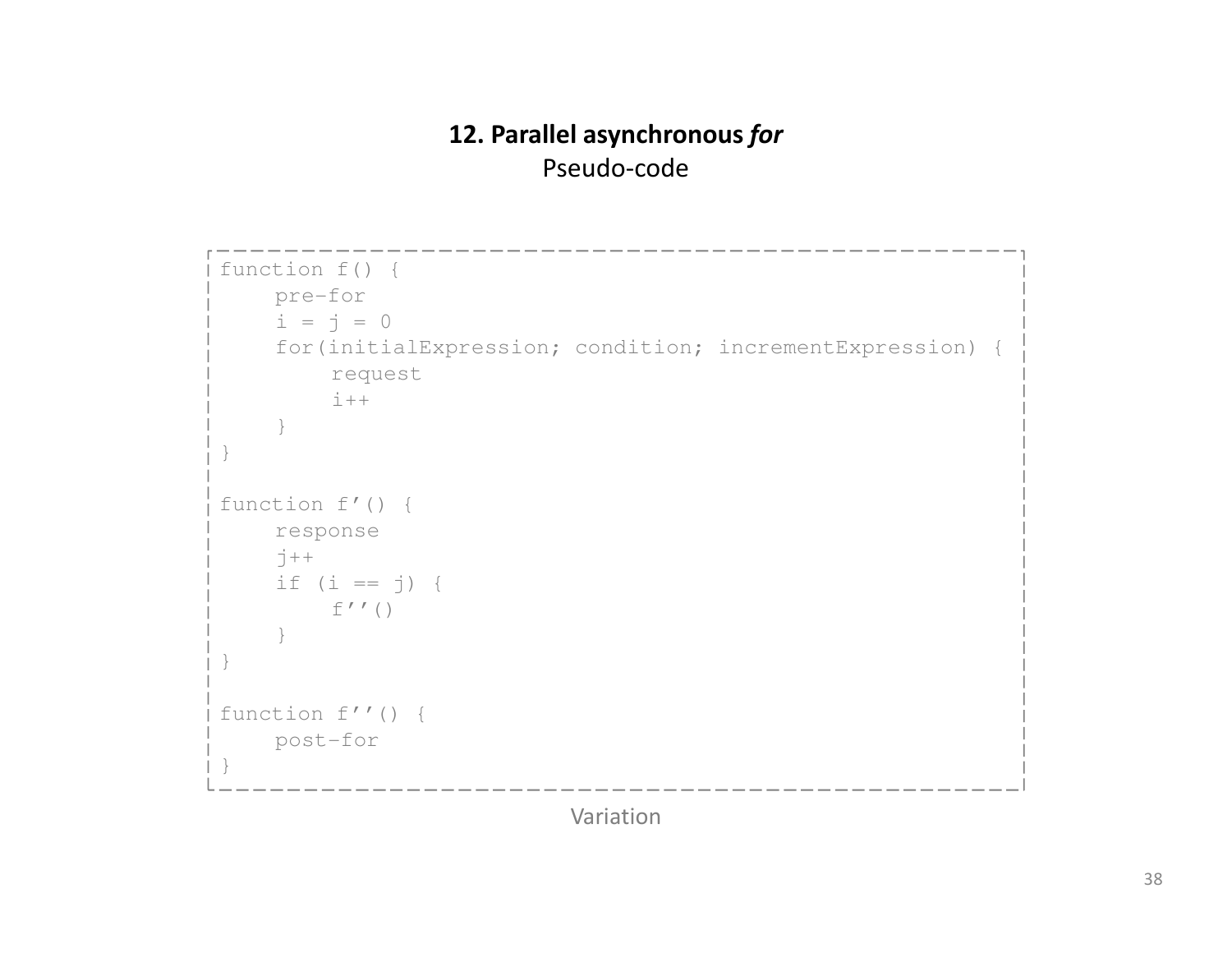## 12. Parallel asynchronous *for*

Pseudo-code

```
function f() {
    pre-for
    i = j = 0
    for(initialExpression; condition; incrementExpression) {
        request
        i++
    }
}

function f’() {
    response
    j++
    if (i == j) {
        f’’()
    }
}

function f’’() {
    post-for
}
```

Variation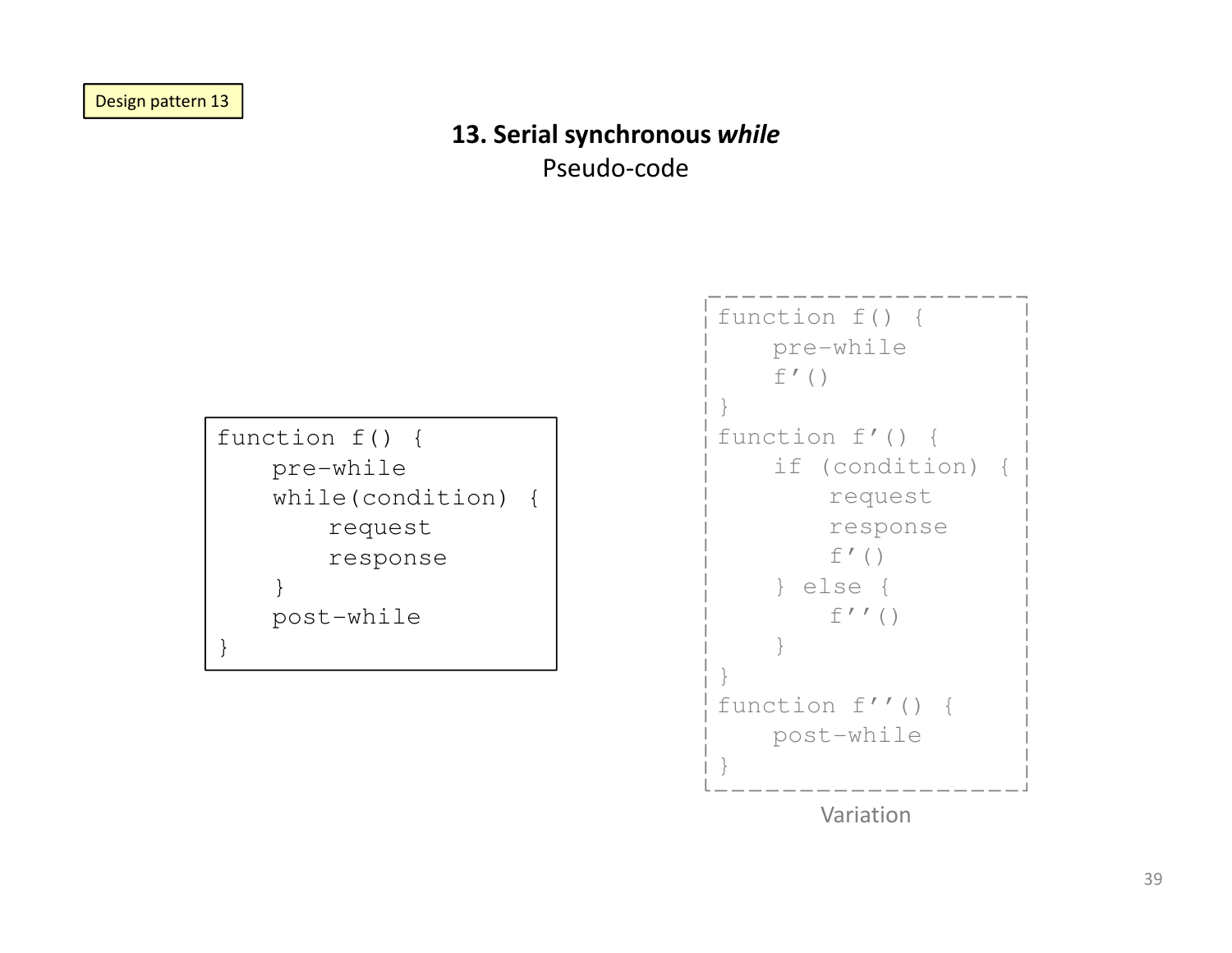Design pattern 13

## 13. Serial synchronous *while*

Pseudo-code

```
function f() {
    pre-while
    while(condition) {
        request
        response
    }
    post-while
}
```

```
function f() {
    pre-while
    f'()
}
function f'() {
    if (condition) {
        request
        response
        f'()
    } else {
        f''()
    }
}
function f''() {
    post-while
}
```

Variation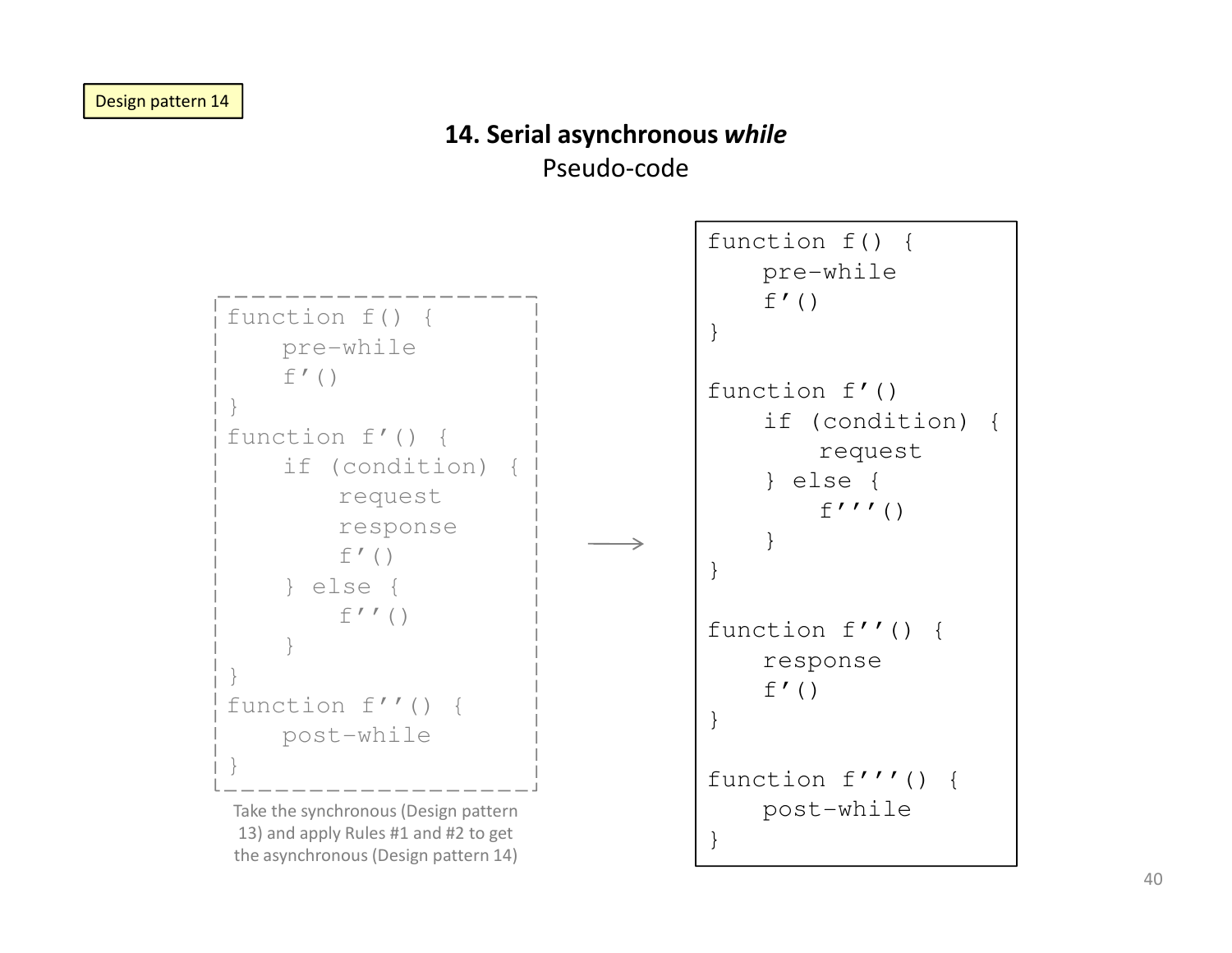Design pattern 14

## 14. Serial asynchronous *while*

Pseudo-code

```
function f() {
    pre-while
    f'()
}
function f'() {
    if (condition) {
        request
        response
        f'()
    } else {
        f''()
    }
}
function f''() {
    post-while
}
```

Take the synchronous (Design pattern 13) and apply Rules #1 and #2 to get the asynchronous (Design pattern 14)

→

```
function f() {
    pre-while
    f'()
}

function f'()
    if (condition) {
        request
    } else {
        f'''()
    }
}

function f''() {
    response
    f'()
}

function f'''() {
    post-while
}
```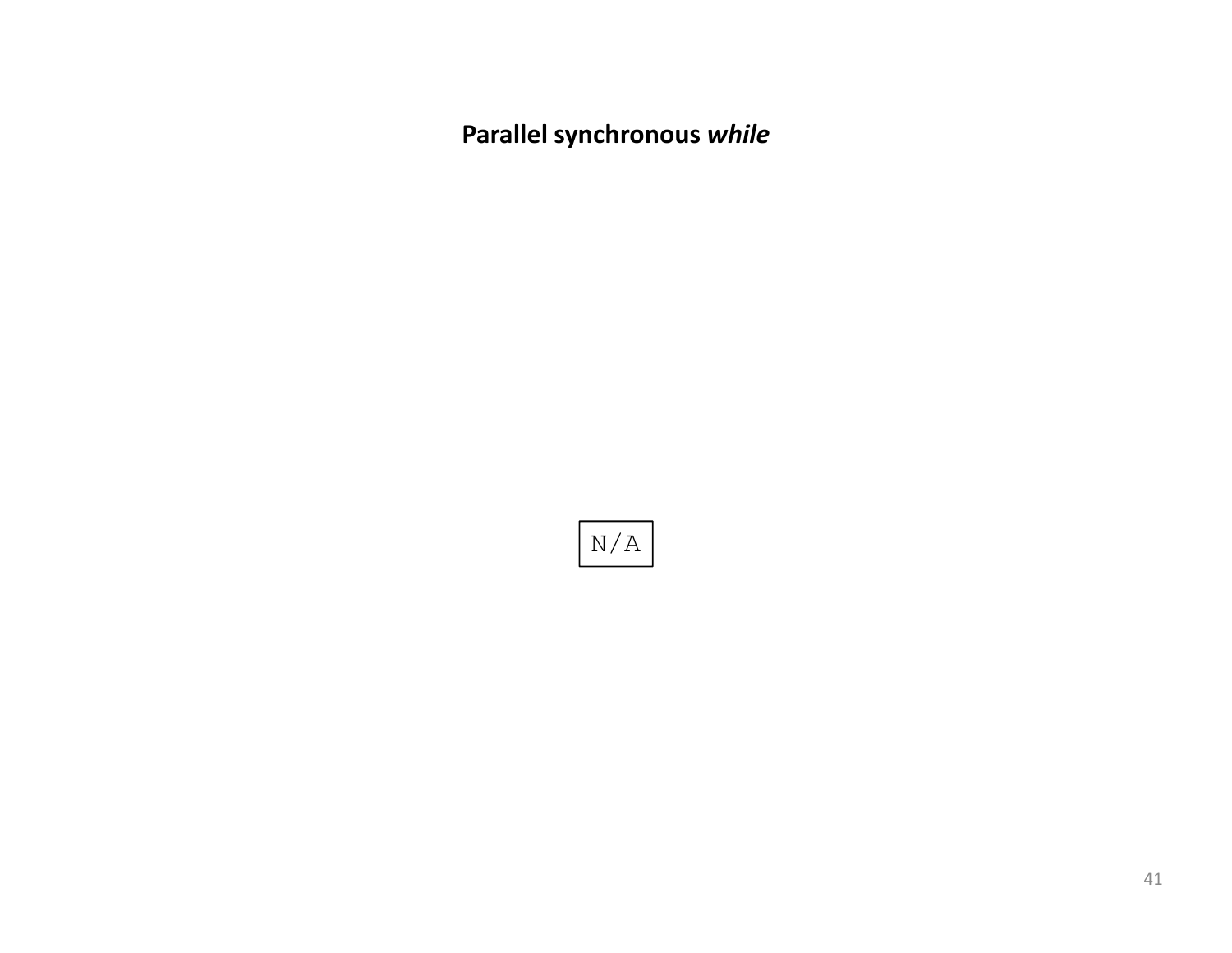**Parallel synchronous *while***

```
N/A
```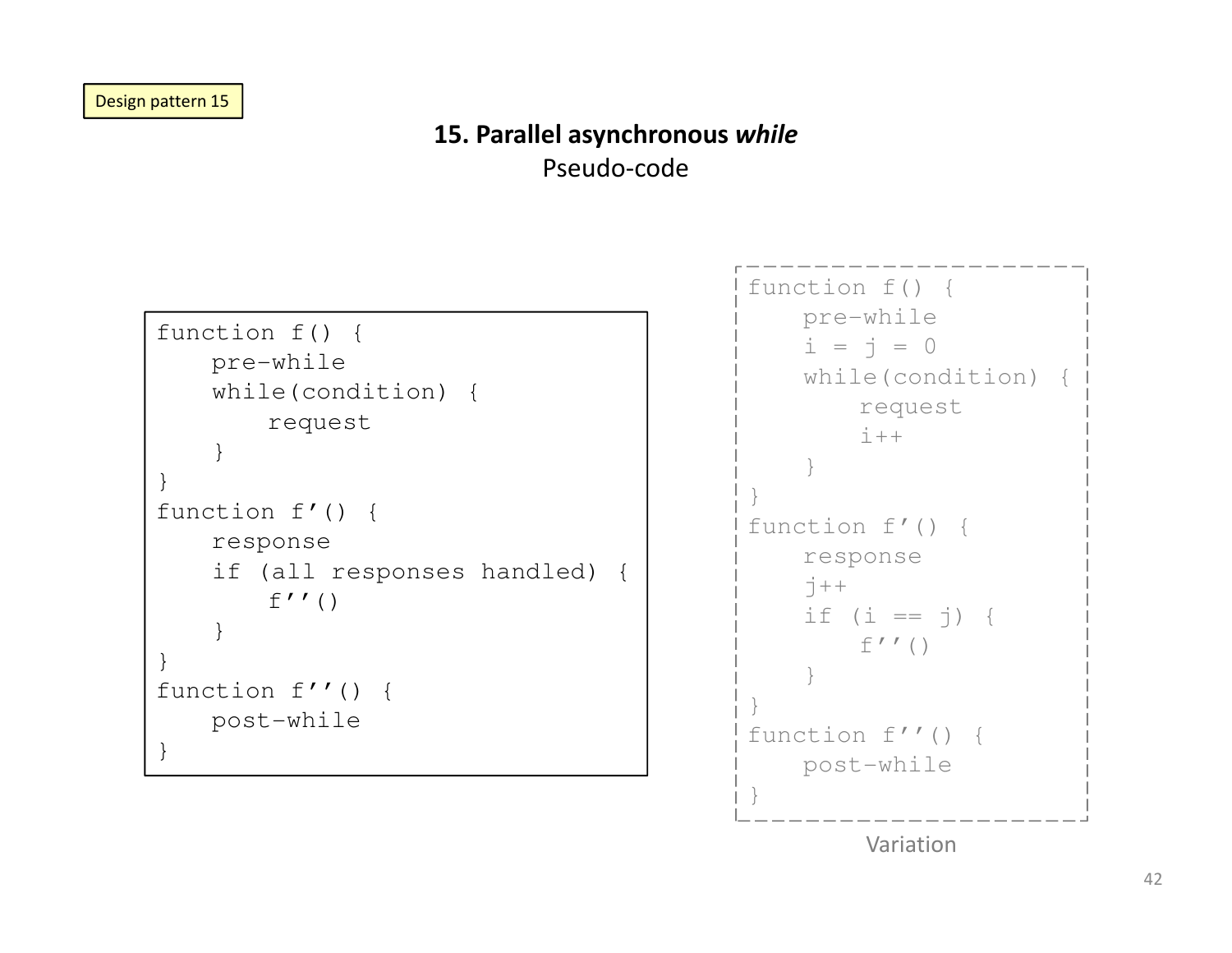Design pattern 15

## 15. Parallel asynchronous *while*

Pseudo-code

```
function f() {
    pre-while
    while(condition) {
        request
    }
}
function f'() {
    response
    if (all responses handled) {
        f''()
    }
}
function f''() {
    post-while
}
```

```
function f() {
    pre-while
    i = j = 0
    while(condition) {
        request
        i++
    }
}
function f'() {
    response
    j++
    if (i == j) {
        f''()
    }
}
function f''() {
    post-while
}
```

Variation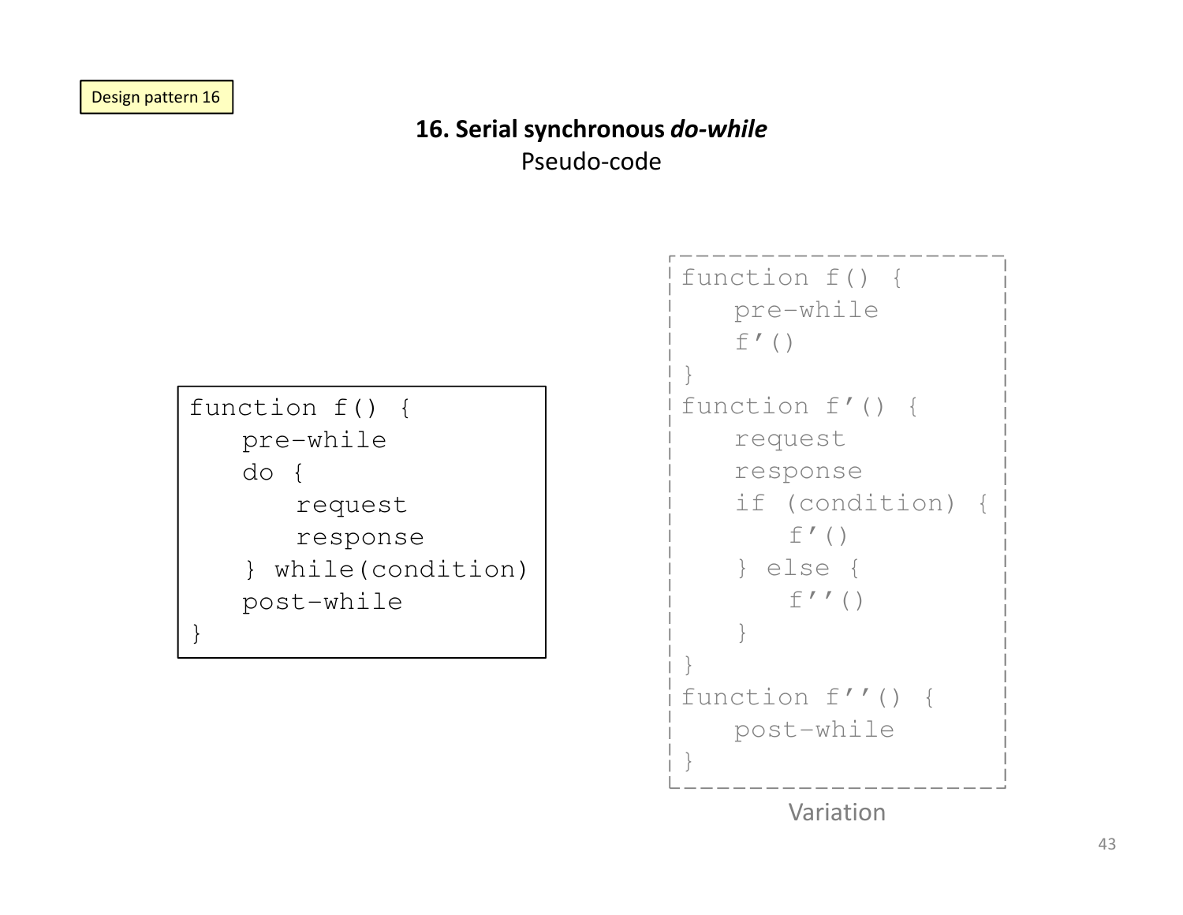Design pattern 16

## 16. Serial synchronous *do-while*

Pseudo-code

```
function f() {
   pre-while
   do {
      request
      response
   } while(condition)
   post-while
}
```

```
function f() {
   pre-while
   f'()
}
function f'() {
   request
   response
   if (condition) {
      f'()
   } else {
      f''()
   }
}
function f''() {
   post-while
}
```

Variation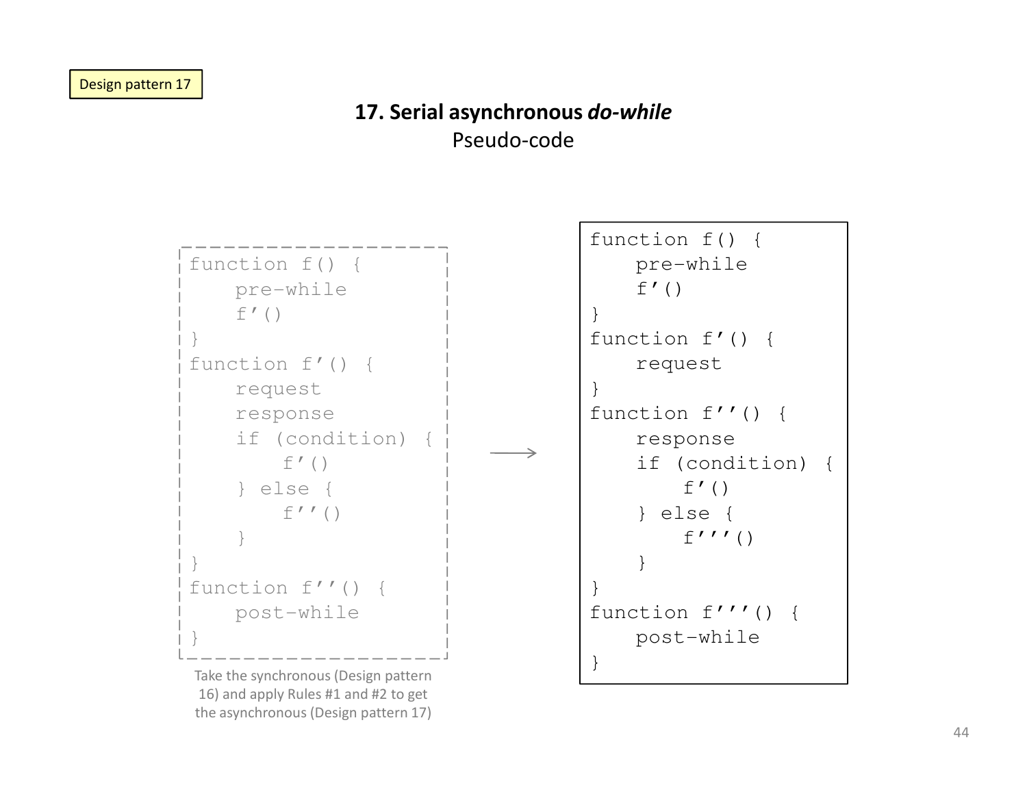Design pattern 17

## 17. Serial asynchronous *do-while*

Pseudo-code

```
function f() {
    pre-while
    f'()
}
function f'() {
    request
    response
    if (condition) {
        f'()
    } else {
        f''()
    }
}
function f''() {
    post-while
}
```

Take the synchronous (Design pattern 16) and apply Rules #1 and #2 to get the asynchronous (Design pattern 17)

→

```
function f() {
    pre-while
    f'()
}
function f'() {
    request
}
function f''() {
    response
    if (condition) {
        f'()
    } else {
        f'''()
    }
}
function f'''() {
    post-while
}
```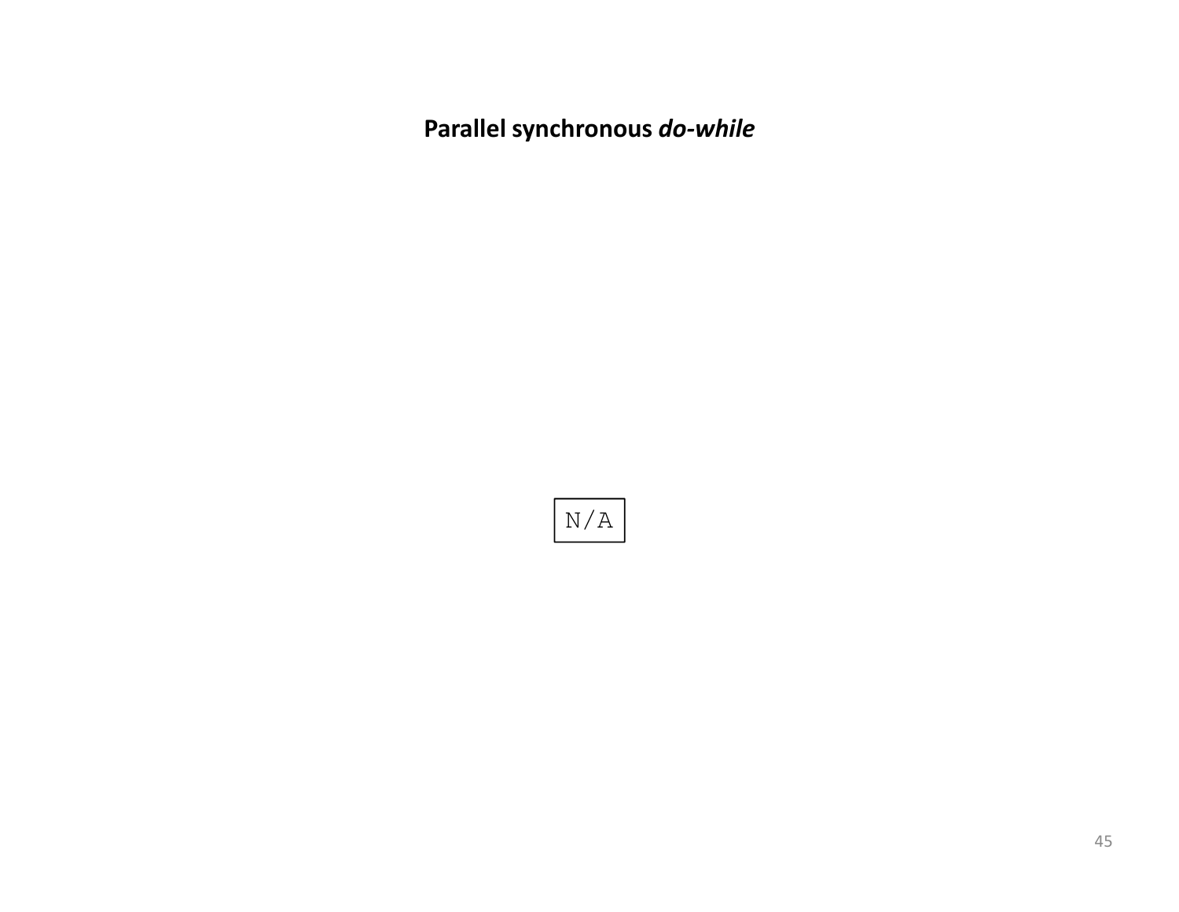**Parallel synchronous *do-while***

```
N/A
```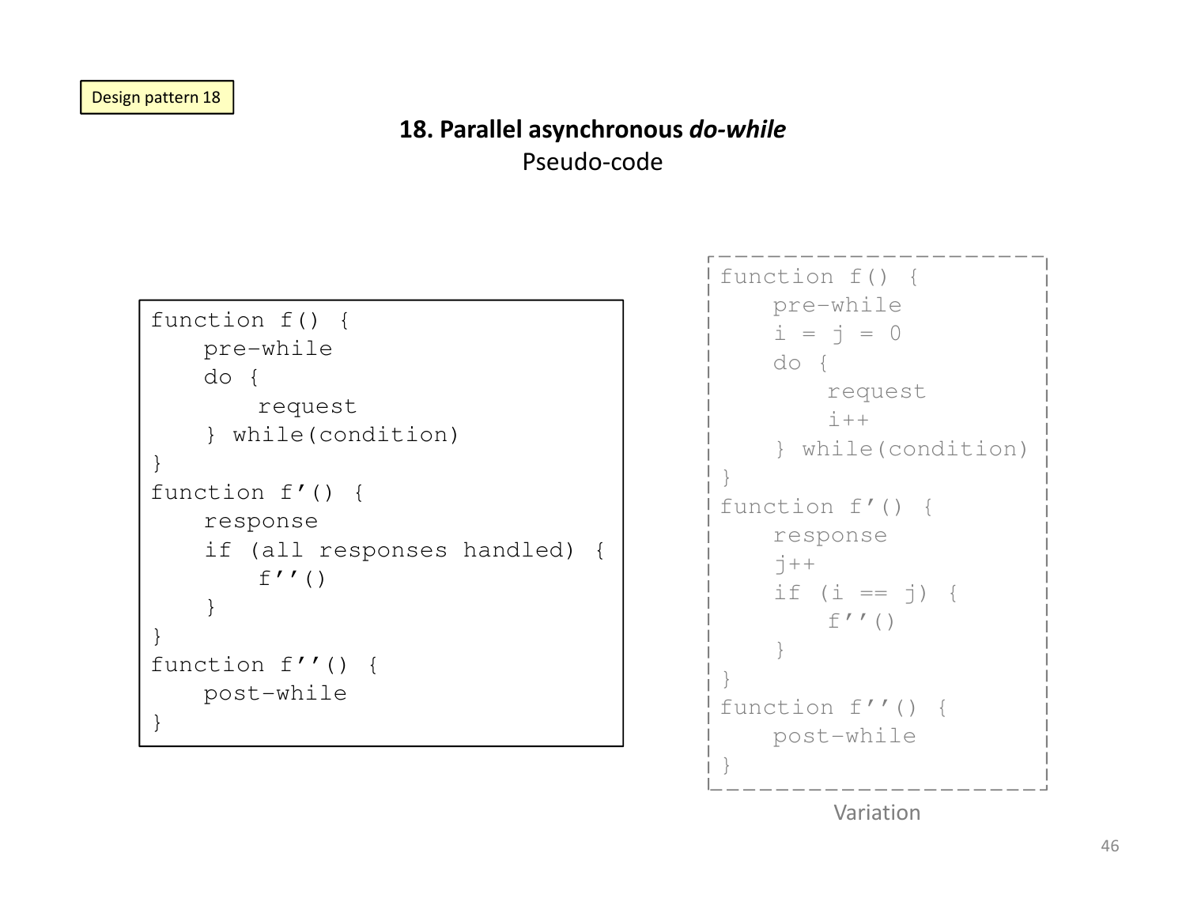Design pattern 18

# 18. Parallel asynchronous *do-while*

Pseudo-code

```
function f() {
    pre-while
    do {
        request
    } while(condition)
}
function f'() {
    response
    if (all responses handled) {
        f''()
    }
}
function f''() {
    post-while
}
```

```
function f() {
    pre-while
    i = j = 0
    do {
        request
        i++
    } while(condition)
}
function f'() {
    response
    j++
    if (i == j) {
        f''()
    }
}
function f''() {
    post-while
}
```

Variation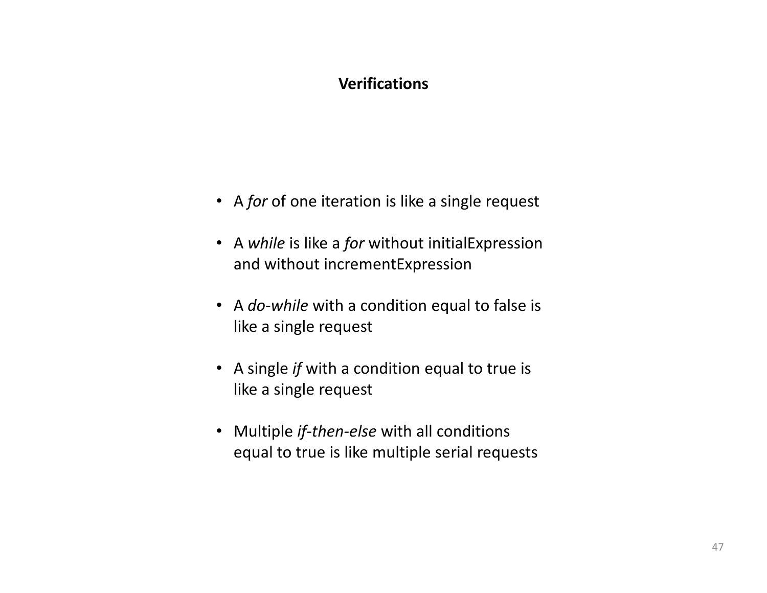# Verifications

- A *for* of one iteration is like a single request
- A *while* is like a *for* without initialExpression and without incrementExpression
- A *do-while* with a condition equal to false is like a single request
- A single *if* with a condition equal to true is like a single request
- Multiple *if-then-else* with all conditions equal to true is like multiple serial requests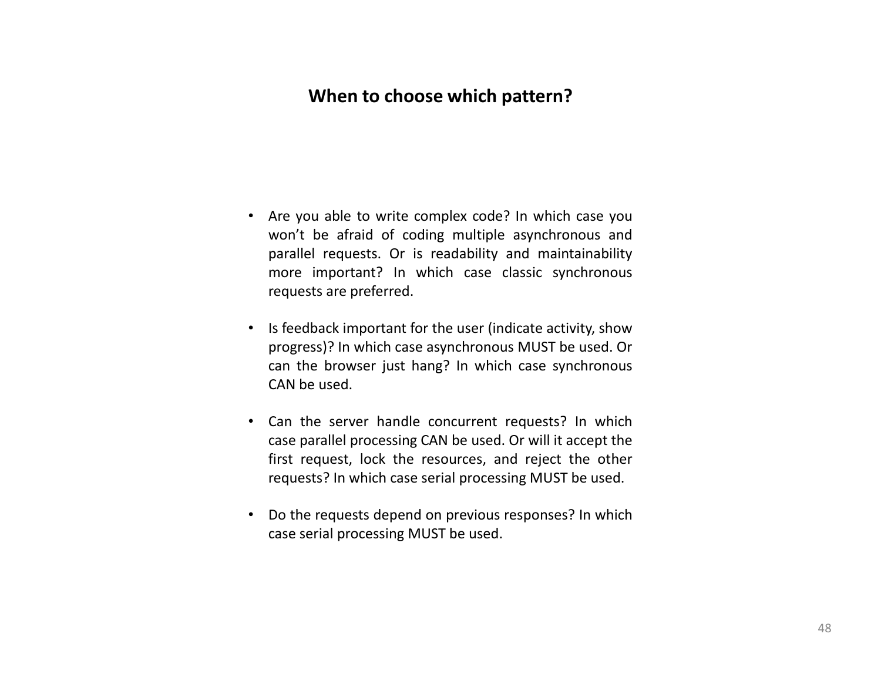# When to choose which pattern?

- Are you able to write complex code? In which case you won't be afraid of coding multiple asynchronous and parallel requests. Or is readability and maintainability more important? In which case classic synchronous requests are preferred.

- Is feedback important for the user (indicate activity, show progress)? In which case asynchronous MUST be used. Or can the browser just hang? In which case synchronous CAN be used.

- Can the server handle concurrent requests? In which case parallel processing CAN be used. Or will it accept the first request, lock the resources, and reject the other requests? In which case serial processing MUST be used.

- Do the requests depend on previous responses? In which case serial processing MUST be used.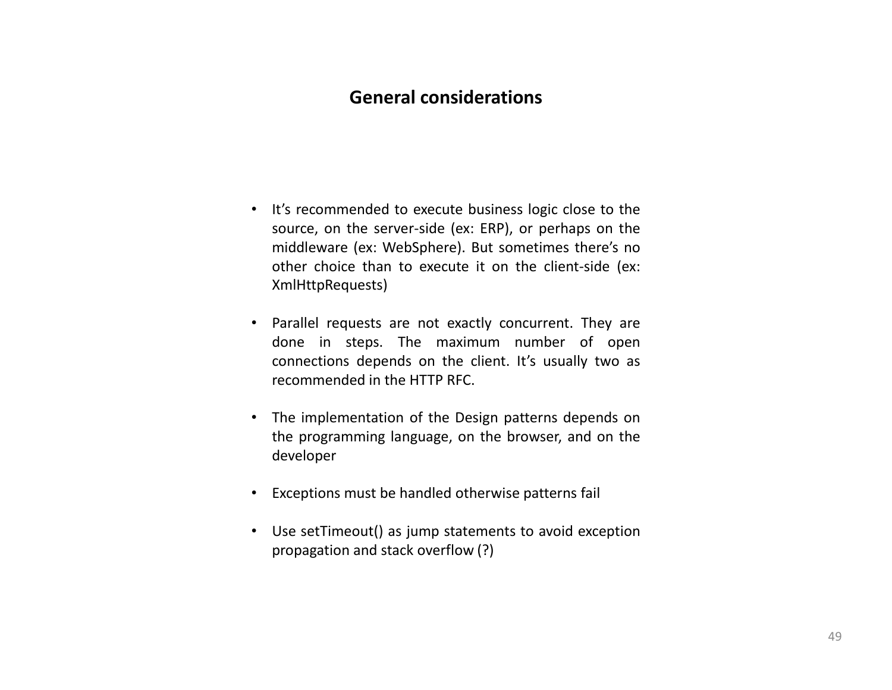## General considerations

- It's recommended to execute business logic close to the source, on the server-side (ex: ERP), or perhaps on the middleware (ex: WebSphere). But sometimes there's no other choice than to execute it on the client-side (ex: XmlHttpRequests)

- Parallel requests are not exactly concurrent. They are done in steps. The maximum number of open connections depends on the client. It's usually two as recommended in the HTTP RFC.

- The implementation of the Design patterns depends on the programming language, on the browser, and on the developer

- Exceptions must be handled otherwise patterns fail

- Use setTimeout() as jump statements to avoid exception propagation and stack overflow (?)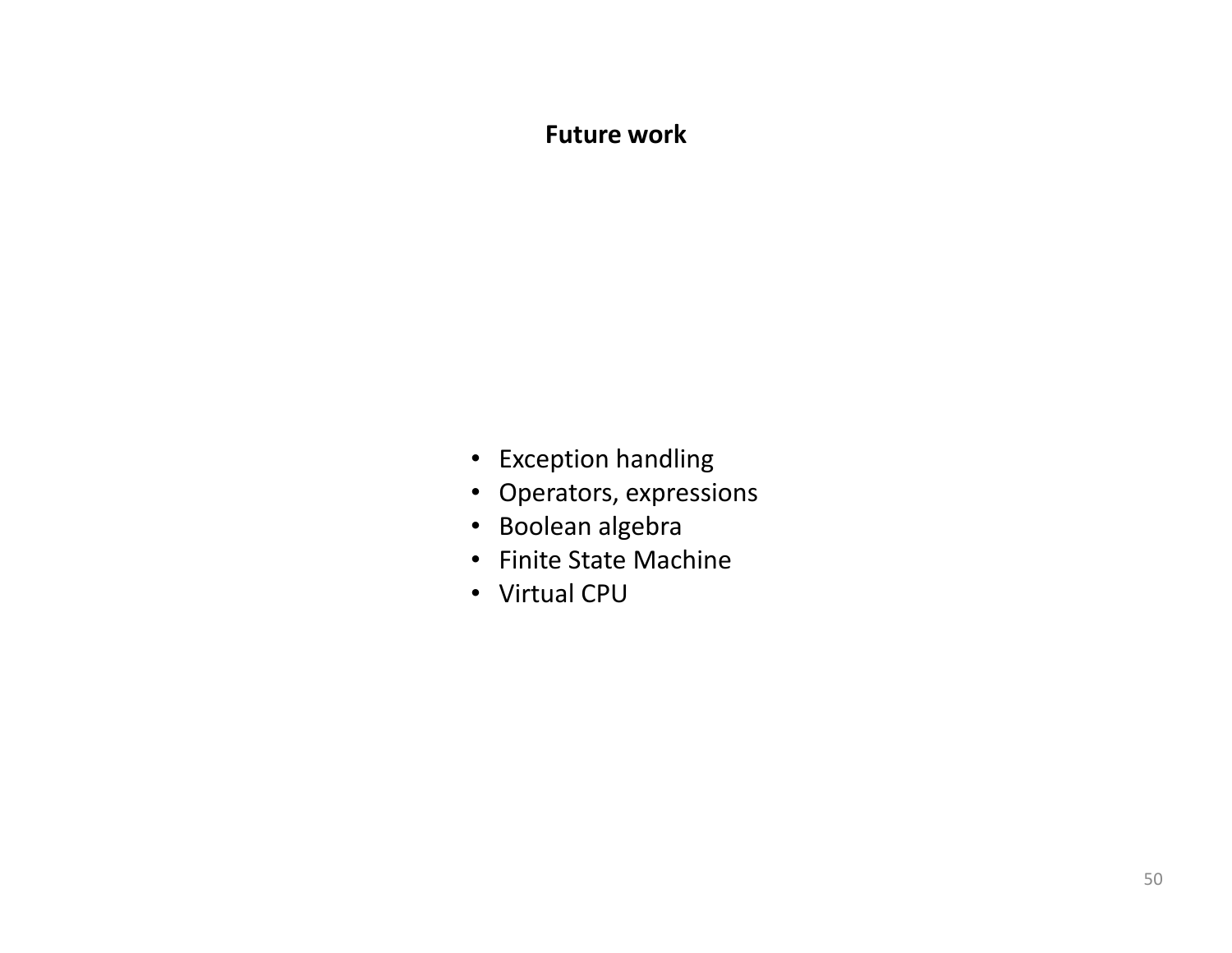## Future work

- Exception handling
- Operators, expressions
- Boolean algebra
- Finite State Machine
- Virtual CPU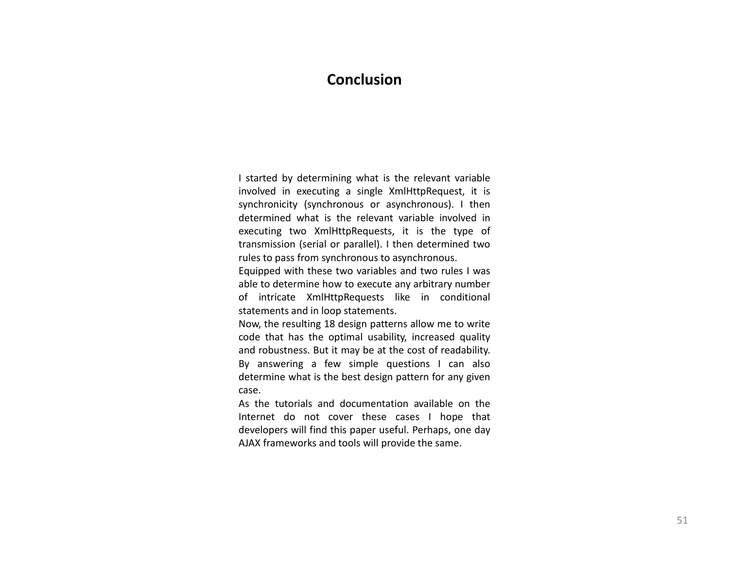# Conclusion

I started by determining what is the relevant variable involved in executing a single XmlHttpRequest, it is synchronicity (synchronous or asynchronous). I then determined what is the relevant variable involved in executing two XmlHttpRequests, it is the type of transmission (serial or parallel). I then determined two rules to pass from synchronous to asynchronous.

Equipped with these two variables and two rules I was able to determine how to execute any arbitrary number of intricate XmlHttpRequests like in conditional statements and in loop statements.

Now, the resulting 18 design patterns allow me to write code that has the optimal usability, increased quality and robustness. But it may be at the cost of readability. By answering a few simple questions I can also determine what is the best design pattern for any given case.

As the tutorials and documentation available on the Internet do not cover these cases I hope that developers will find this paper useful. Perhaps, one day AJAX frameworks and tools will provide the same.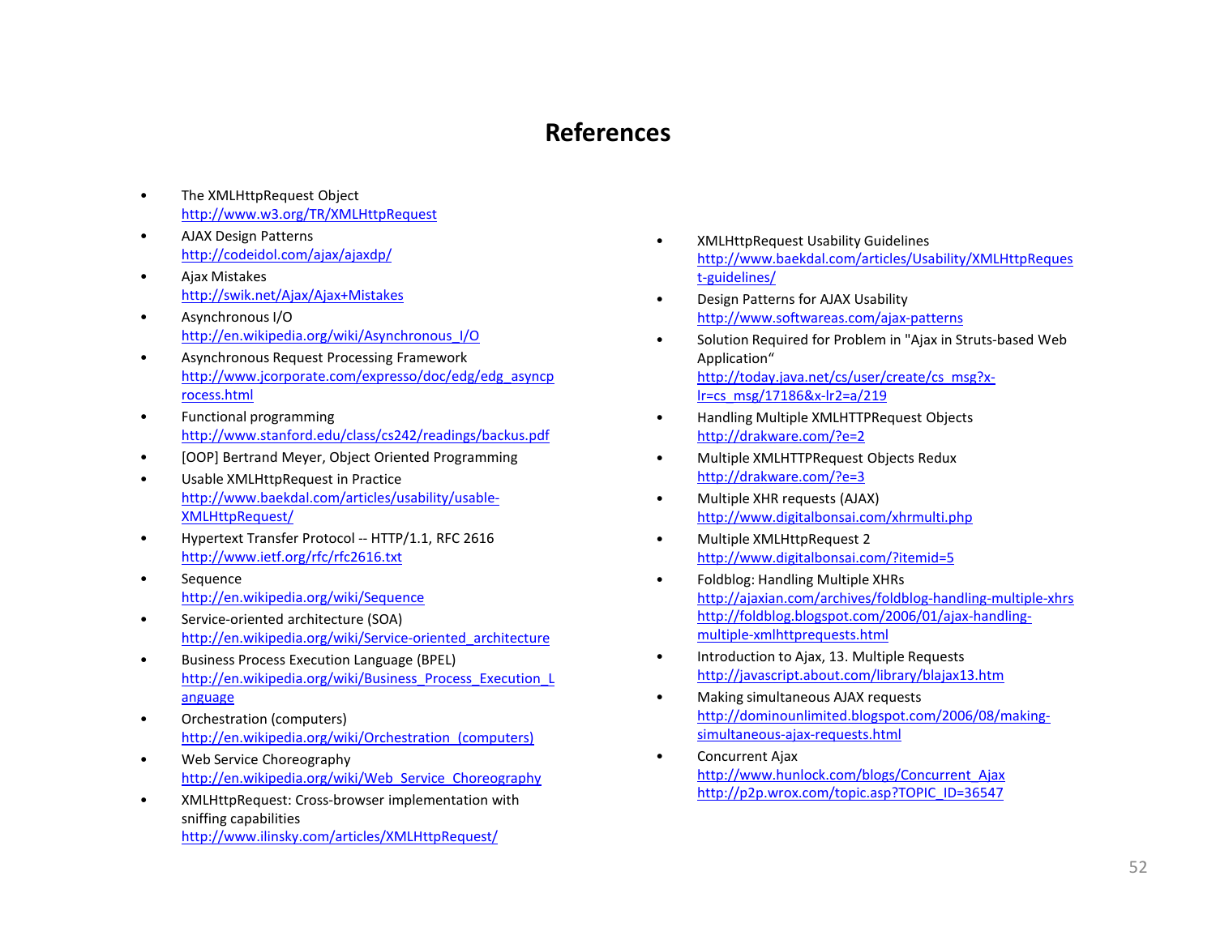# References

- The XMLHttpRequest Object
  http://www.w3.org/TR/XMLHttpRequest
- AJAX Design Patterns
  http://codeidol.com/ajax/ajaxdp/
- Ajax Mistakes
  http://swik.net/Ajax/Ajax+Mistakes
- Asynchronous I/O
  http://en.wikipedia.org/wiki/Asynchronous_I/O
- Asynchronous Request Processing Framework
  http://www.jcorporate.com/expresso/doc/edg/edg_asyncprocess.html
- Functional programming
  http://www.stanford.edu/class/cs242/readings/backus.pdf
- [OOP] Bertrand Meyer, Object Oriented Programming
- Usable XMLHttpRequest in Practice
  http://www.baekdal.com/articles/usability/usable-XMLHttpRequest/
- Hypertext Transfer Protocol -- HTTP/1.1, RFC 2616
  http://www.ietf.org/rfc/rfc2616.txt
- Sequence
  http://en.wikipedia.org/wiki/Sequence
- Service-oriented architecture (SOA)
  http://en.wikipedia.org/wiki/Service-oriented_architecture
- Business Process Execution Language (BPEL)
  http://en.wikipedia.org/wiki/Business_Process_Execution_Language
- Orchestration (computers)
  http://en.wikipedia.org/wiki/Orchestration_(computers)
- Web Service Choreography
  http://en.wikipedia.org/wiki/Web_Service_Choreography
- XMLHttpRequest: Cross-browser implementation with sniffing capabilities
  http://www.ilinsky.com/articles/XMLHttpRequest/
- XMLHttpRequest Usability Guidelines
  http://www.baekdal.com/articles/Usability/XMLHttpRequest-guidelines/
- Design Patterns for AJAX Usability
  http://www.softwareas.com/ajax-patterns
- Solution Required for Problem in "Ajax in Struts-based Web Application"
  http://today.java.net/cs/user/create/cs_msg?x-lr=cs_msg/17186&x-lr2=a/219
- Handling Multiple XMLHTTPRequest Objects
  http://drakware.com/?e=2
- Multiple XMLHTTPRequest Objects Redux
  http://drakware.com/?e=3
- Multiple XHR requests (AJAX)
  http://www.digitalbonsai.com/xhrmulti.php
- Multiple XMLHttpRequest 2
  http://www.digitalbonsai.com/?itemid=5
- Foldblog: Handling Multiple XHRs
  http://ajaxian.com/archives/foldblog-handling-multiple-xhrs
  http://foldblog.blogspot.com/2006/01/ajax-handling-multiple-xmlhttprequests.html
- Introduction to Ajax, 13. Multiple Requests
  http://javascript.about.com/library/blajax13.htm
- Making simultaneous AJAX requests
  http://dominounlimited.blogspot.com/2006/08/making-simultaneous-ajax-requests.html
- Concurrent Ajax
  http://www.hunlock.com/blogs/Concurrent_Ajax
  http://p2p.wrox.com/topic.asp?TOPIC_ID=36547